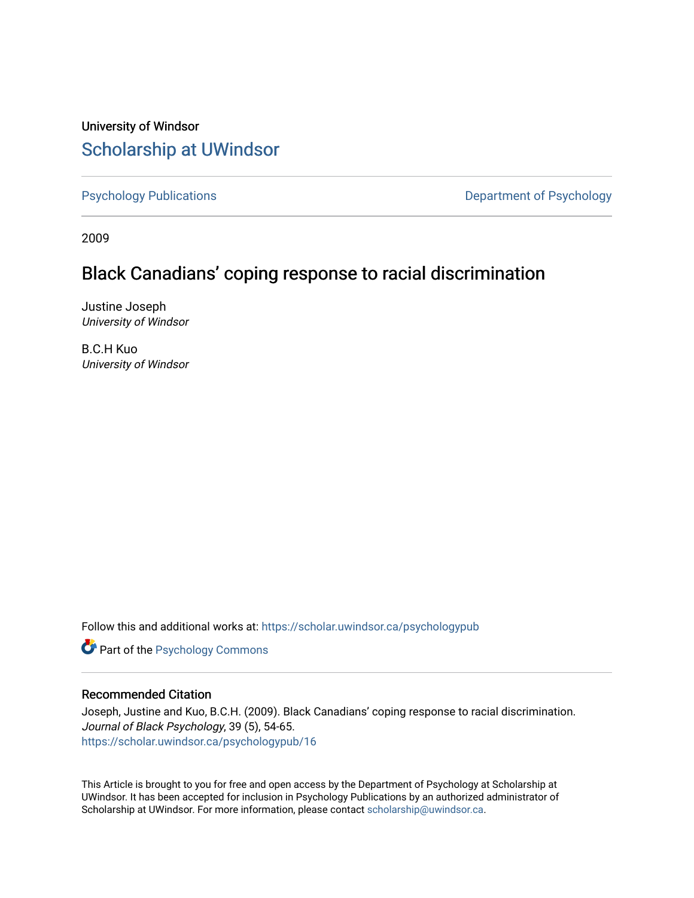University of Windsor

# Scholarship at UWindsor

Psychology Publications | Department of Psychology

2009

## Black Canadians' coping response to racial discrimination

Justine Joseph
*University of Windsor*

B.C.H Kuo
*University of Windsor*

Follow this and additional works at: https://scholar.uwindsor.ca/psychologypub

Part of the Psychology Commons

### Recommended Citation

Joseph, Justine and Kuo, B.C.H. (2009). Black Canadians' coping response to racial discrimination. *Journal of Black Psychology*, 39 (5), 54-65.
https://scholar.uwindsor.ca/psychologypub/16

This Article is brought to you for free and open access by the Department of Psychology at Scholarship at UWindsor. It has been accepted for inclusion in Psychology Publications by an authorized administrator of Scholarship at UWindsor. For more information, please contact scholarship@uwindsor.ca.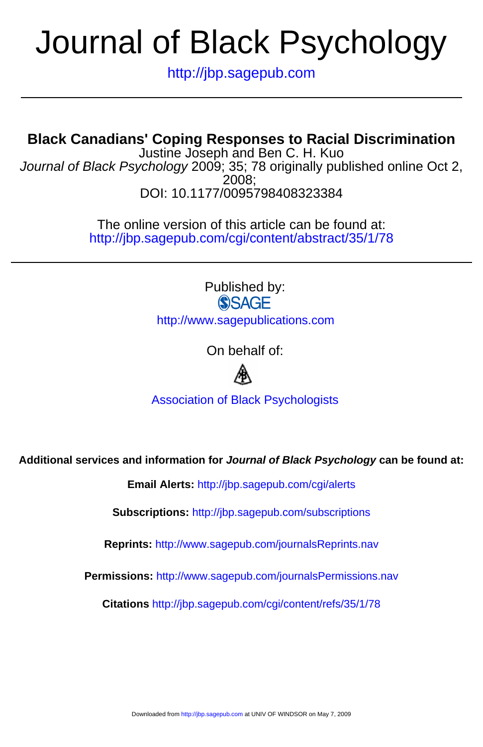# Journal of Black Psychology

http://jbp.sagepub.com

---

## Black Canadians' Coping Responses to Racial Discrimination

Justine Joseph and Ben C. H. Kuo

*Journal of Black Psychology* 2009; 35; 78 originally published online Oct 2, 2008;

DOI: 10.1177/0095798408323384

The online version of this article can be found at:
http://jbp.sagepub.com/cgi/content/abstract/35/1/78

---

Published by:

SAGE

http://www.sagepublications.com

On behalf of:

Association of Black Psychologists

**Additional services and information for *Journal of Black Psychology* can be found at:**

**Email Alerts:** http://jbp.sagepub.com/cgi/alerts

**Subscriptions:** http://jbp.sagepub.com/subscriptions

**Reprints:** http://www.sagepub.com/journalsReprints.nav

**Permissions:** http://www.sagepub.com/journalsPermissions.nav

**Citations** http://jbp.sagepub.com/cgi/content/refs/35/1/78

Downloaded from http://jbp.sagepub.com at UNIV OF WINDSOR on May 7, 2009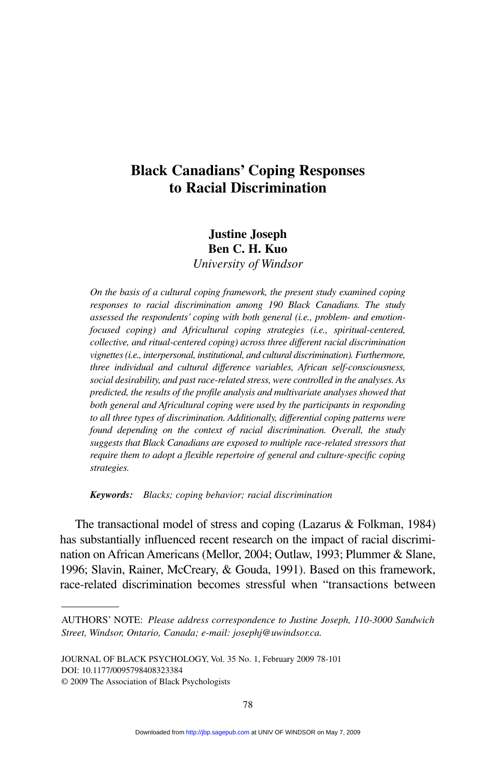# Black Canadians' Coping Responses to Racial Discrimination

**Justine Joseph**
**Ben C. H. Kuo**
*University of Windsor*

*On the basis of a cultural coping framework, the present study examined coping responses to racial discrimination among 190 Black Canadians. The study assessed the respondents' coping with both general (i.e., problem- and emotion-focused coping) and Africultural coping strategies (i.e., spiritual-centered, collective, and ritual-centered coping) across three different racial discrimination vignettes (i.e., interpersonal, institutional, and cultural discrimination). Furthermore, three individual and cultural difference variables, African self-consciousness, social desirability, and past race-related stress, were controlled in the analyses. As predicted, the results of the profile analysis and multivariate analyses showed that both general and Africultural coping were used by the participants in responding to all three types of discrimination. Additionally, differential coping patterns were found depending on the context of racial discrimination. Overall, the study suggests that Black Canadians are exposed to multiple race-related stressors that require them to adopt a flexible repertoire of general and culture-specific coping strategies.*

***Keywords:*** *Blacks; coping behavior; racial discrimination*

The transactional model of stress and coping (Lazarus & Folkman, 1984) has substantially influenced recent research on the impact of racial discrimination on African Americans (Mellor, 2004; Outlaw, 1993; Plummer & Slane, 1996; Slavin, Rainer, McCreary, & Gouda, 1991). Based on this framework, race-related discrimination becomes stressful when "transactions between

---

AUTHORS' NOTE: *Please address correspondence to Justine Joseph, 110-3000 Sandwich Street, Windsor, Ontario, Canada; e-mail: josephj@uwindsor.ca.*

JOURNAL OF BLACK PSYCHOLOGY, Vol. 35 No. 1, February 2009 78-101
DOI: 10.1177/0095798408323384
© 2009 The Association of Black Psychologists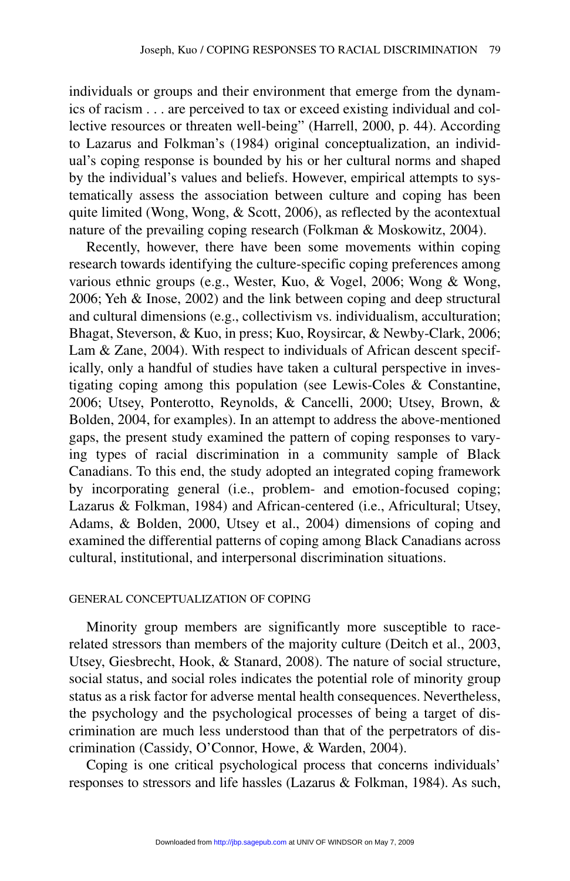individuals or groups and their environment that emerge from the dynamics of racism . . . are perceived to tax or exceed existing individual and collective resources or threaten well-being" (Harrell, 2000, p. 44). According to Lazarus and Folkman's (1984) original conceptualization, an individual's coping response is bounded by his or her cultural norms and shaped by the individual's values and beliefs. However, empirical attempts to systematically assess the association between culture and coping has been quite limited (Wong, Wong, & Scott, 2006), as reflected by the acontextual nature of the prevailing coping research (Folkman & Moskowitz, 2004).

Recently, however, there have been some movements within coping research towards identifying the culture-specific coping preferences among various ethnic groups (e.g., Wester, Kuo, & Vogel, 2006; Wong & Wong, 2006; Yeh & Inose, 2002) and the link between coping and deep structural and cultural dimensions (e.g., collectivism vs. individualism, acculturation; Bhagat, Steverson, & Kuo, in press; Kuo, Roysircar, & Newby-Clark, 2006; Lam & Zane, 2004). With respect to individuals of African descent specifically, only a handful of studies have taken a cultural perspective in investigating coping among this population (see Lewis-Coles & Constantine, 2006; Utsey, Ponterotto, Reynolds, & Cancelli, 2000; Utsey, Brown, & Bolden, 2004, for examples). In an attempt to address the above-mentioned gaps, the present study examined the pattern of coping responses to varying types of racial discrimination in a community sample of Black Canadians. To this end, the study adopted an integrated coping framework by incorporating general (i.e., problem- and emotion-focused coping; Lazarus & Folkman, 1984) and African-centered (i.e., Africultural; Utsey, Adams, & Bolden, 2000, Utsey et al., 2004) dimensions of coping and examined the differential patterns of coping among Black Canadians across cultural, institutional, and interpersonal discrimination situations.

## GENERAL CONCEPTUALIZATION OF COPING

Minority group members are significantly more susceptible to race-related stressors than members of the majority culture (Deitch et al., 2003, Utsey, Giesbrecht, Hook, & Stanard, 2008). The nature of social structure, social status, and social roles indicates the potential role of minority group status as a risk factor for adverse mental health consequences. Nevertheless, the psychology and the psychological processes of being a target of discrimination are much less understood than that of the perpetrators of discrimination (Cassidy, O'Connor, Howe, & Warden, 2004).

Coping is one critical psychological process that concerns individuals' responses to stressors and life hassles (Lazarus & Folkman, 1984). As such,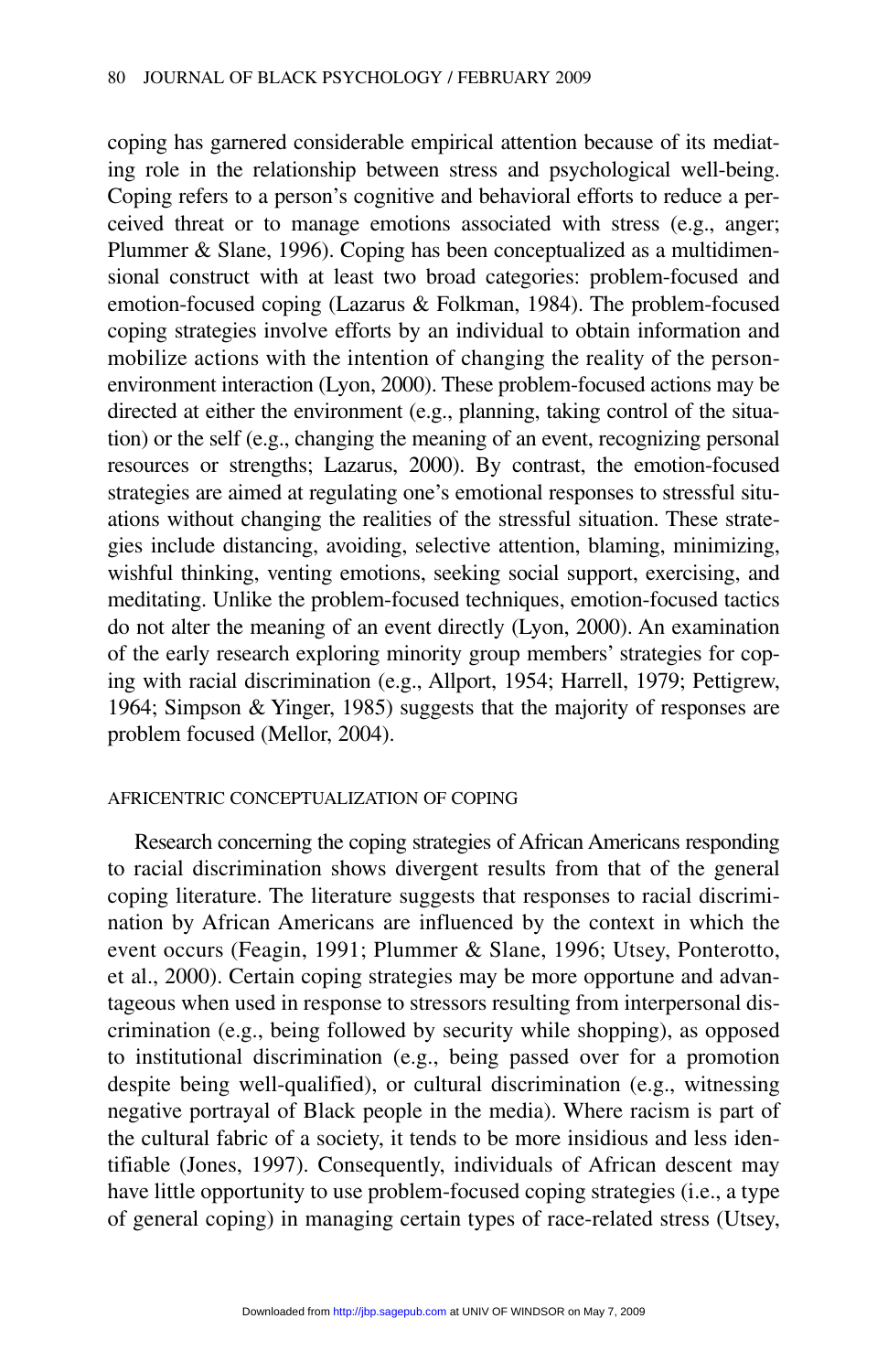coping has garnered considerable empirical attention because of its mediating role in the relationship between stress and psychological well-being. Coping refers to a person's cognitive and behavioral efforts to reduce a perceived threat or to manage emotions associated with stress (e.g., anger; Plummer & Slane, 1996). Coping has been conceptualized as a multidimensional construct with at least two broad categories: problem-focused and emotion-focused coping (Lazarus & Folkman, 1984). The problem-focused coping strategies involve efforts by an individual to obtain information and mobilize actions with the intention of changing the reality of the person-environment interaction (Lyon, 2000). These problem-focused actions may be directed at either the environment (e.g., planning, taking control of the situation) or the self (e.g., changing the meaning of an event, recognizing personal resources or strengths; Lazarus, 2000). By contrast, the emotion-focused strategies are aimed at regulating one's emotional responses to stressful situations without changing the realities of the stressful situation. These strategies include distancing, avoiding, selective attention, blaming, minimizing, wishful thinking, venting emotions, seeking social support, exercising, and meditating. Unlike the problem-focused techniques, emotion-focused tactics do not alter the meaning of an event directly (Lyon, 2000). An examination of the early research exploring minority group members' strategies for coping with racial discrimination (e.g., Allport, 1954; Harrell, 1979; Pettigrew, 1964; Simpson & Yinger, 1985) suggests that the majority of responses are problem focused (Mellor, 2004).

## AFRICENTRIC CONCEPTUALIZATION OF COPING

Research concerning the coping strategies of African Americans responding to racial discrimination shows divergent results from that of the general coping literature. The literature suggests that responses to racial discrimination by African Americans are influenced by the context in which the event occurs (Feagin, 1991; Plummer & Slane, 1996; Utsey, Ponterotto, et al., 2000). Certain coping strategies may be more opportune and advantageous when used in response to stressors resulting from interpersonal discrimination (e.g., being followed by security while shopping), as opposed to institutional discrimination (e.g., being passed over for a promotion despite being well-qualified), or cultural discrimination (e.g., witnessing negative portrayal of Black people in the media). Where racism is part of the cultural fabric of a society, it tends to be more insidious and less identifiable (Jones, 1997). Consequently, individuals of African descent may have little opportunity to use problem-focused coping strategies (i.e., a type of general coping) in managing certain types of race-related stress (Utsey,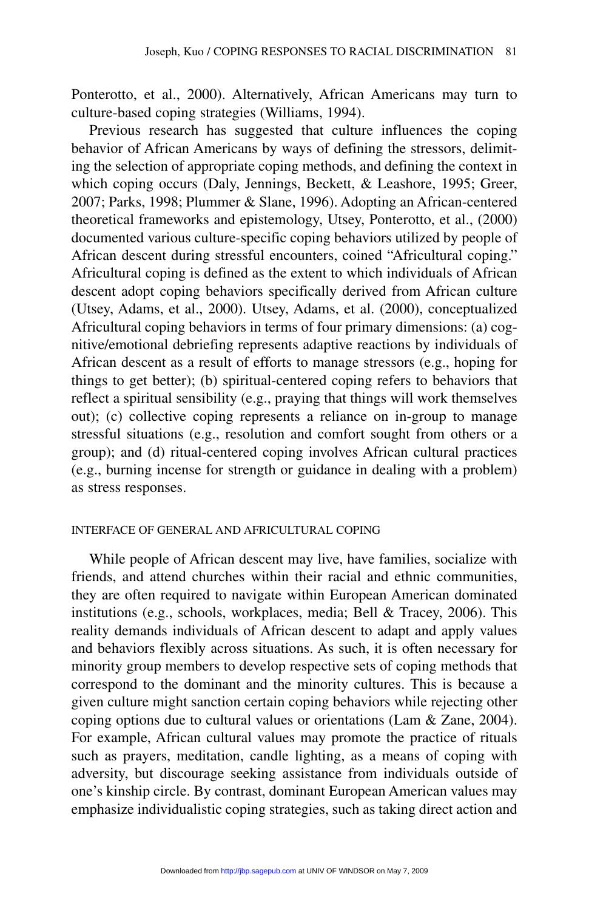Ponterotto, et al., 2000). Alternatively, African Americans may turn to culture-based coping strategies (Williams, 1994).

Previous research has suggested that culture influences the coping behavior of African Americans by ways of defining the stressors, delimiting the selection of appropriate coping methods, and defining the context in which coping occurs (Daly, Jennings, Beckett, & Leashore, 1995; Greer, 2007; Parks, 1998; Plummer & Slane, 1996). Adopting an African-centered theoretical frameworks and epistemology, Utsey, Ponterotto, et al., (2000) documented various culture-specific coping behaviors utilized by people of African descent during stressful encounters, coined "Africultural coping." Africultural coping is defined as the extent to which individuals of African descent adopt coping behaviors specifically derived from African culture (Utsey, Adams, et al., 2000). Utsey, Adams, et al. (2000), conceptualized Africultural coping behaviors in terms of four primary dimensions: (a) cognitive/emotional debriefing represents adaptive reactions by individuals of African descent as a result of efforts to manage stressors (e.g., hoping for things to get better); (b) spiritual-centered coping refers to behaviors that reflect a spiritual sensibility (e.g., praying that things will work themselves out); (c) collective coping represents a reliance on in-group to manage stressful situations (e.g., resolution and comfort sought from others or a group); and (d) ritual-centered coping involves African cultural practices (e.g., burning incense for strength or guidance in dealing with a problem) as stress responses.

## INTERFACE OF GENERAL AND AFRICULTURAL COPING

While people of African descent may live, have families, socialize with friends, and attend churches within their racial and ethnic communities, they are often required to navigate within European American dominated institutions (e.g., schools, workplaces, media; Bell & Tracey, 2006). This reality demands individuals of African descent to adapt and apply values and behaviors flexibly across situations. As such, it is often necessary for minority group members to develop respective sets of coping methods that correspond to the dominant and the minority cultures. This is because a given culture might sanction certain coping behaviors while rejecting other coping options due to cultural values or orientations (Lam & Zane, 2004). For example, African cultural values may promote the practice of rituals such as prayers, meditation, candle lighting, as a means of coping with adversity, but discourage seeking assistance from individuals outside of one's kinship circle. By contrast, dominant European American values may emphasize individualistic coping strategies, such as taking direct action and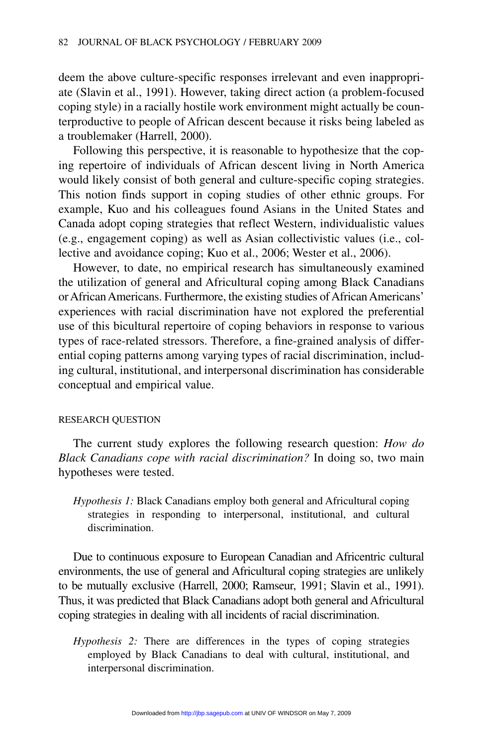deem the above culture-specific responses irrelevant and even inappropriate (Slavin et al., 1991). However, taking direct action (a problem-focused coping style) in a racially hostile work environment might actually be counterproductive to people of African descent because it risks being labeled as a troublemaker (Harrell, 2000).

Following this perspective, it is reasonable to hypothesize that the coping repertoire of individuals of African descent living in North America would likely consist of both general and culture-specific coping strategies. This notion finds support in coping studies of other ethnic groups. For example, Kuo and his colleagues found Asians in the United States and Canada adopt coping strategies that reflect Western, individualistic values (e.g., engagement coping) as well as Asian collectivistic values (i.e., collective and avoidance coping; Kuo et al., 2006; Wester et al., 2006).

However, to date, no empirical research has simultaneously examined the utilization of general and Africultural coping among Black Canadians or African Americans. Furthermore, the existing studies of African Americans' experiences with racial discrimination have not explored the preferential use of this bicultural repertoire of coping behaviors in response to various types of race-related stressors. Therefore, a fine-grained analysis of differential coping patterns among varying types of racial discrimination, including cultural, institutional, and interpersonal discrimination has considerable conceptual and empirical value.

## RESEARCH QUESTION

The current study explores the following research question: *How do Black Canadians cope with racial discrimination?* In doing so, two main hypotheses were tested.

> *Hypothesis 1:* Black Canadians employ both general and Africultural coping strategies in responding to interpersonal, institutional, and cultural discrimination.

Due to continuous exposure to European Canadian and Africentric cultural environments, the use of general and Africultural coping strategies are unlikely to be mutually exclusive (Harrell, 2000; Ramseur, 1991; Slavin et al., 1991). Thus, it was predicted that Black Canadians adopt both general and Africultural coping strategies in dealing with all incidents of racial discrimination.

> *Hypothesis 2:* There are differences in the types of coping strategies employed by Black Canadians to deal with cultural, institutional, and interpersonal discrimination.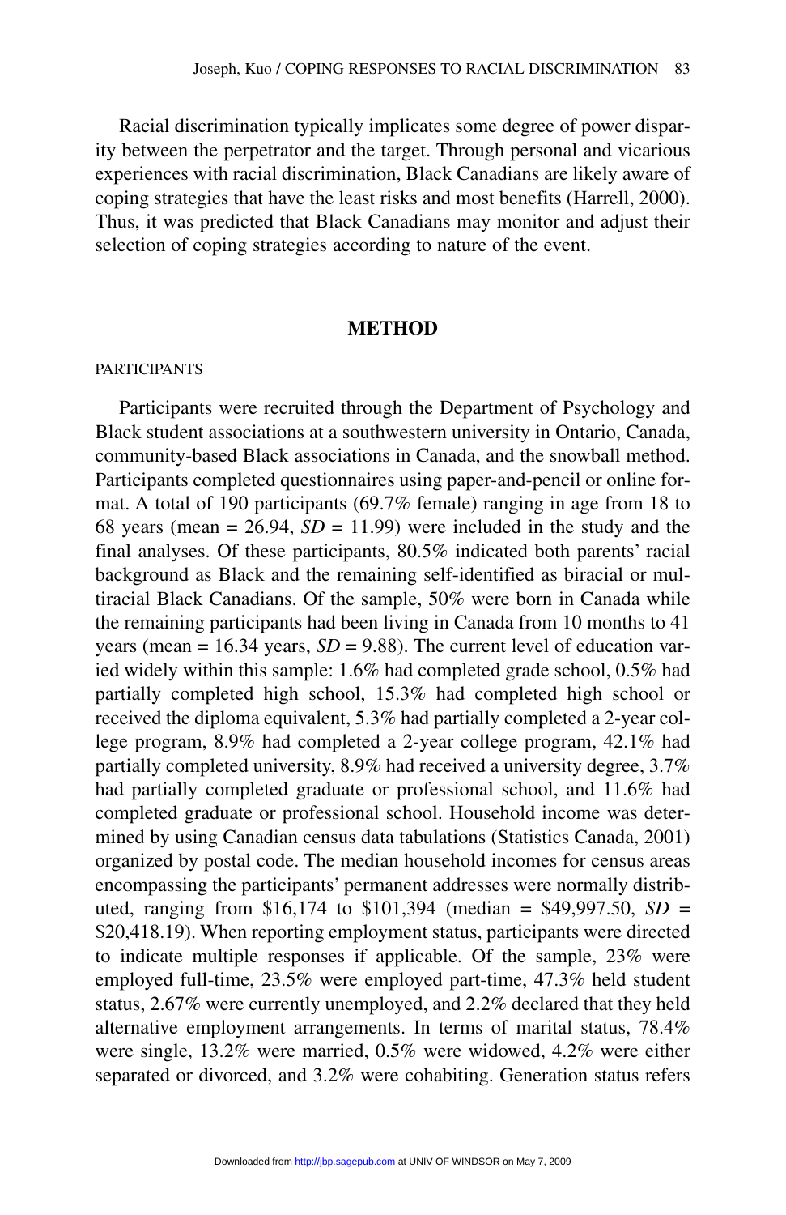Racial discrimination typically implicates some degree of power disparity between the perpetrator and the target. Through personal and vicarious experiences with racial discrimination, Black Canadians are likely aware of coping strategies that have the least risks and most benefits (Harrell, 2000). Thus, it was predicted that Black Canadians may monitor and adjust their selection of coping strategies according to nature of the event.

## METHOD

### PARTICIPANTS

Participants were recruited through the Department of Psychology and Black student associations at a southwestern university in Ontario, Canada, community-based Black associations in Canada, and the snowball method. Participants completed questionnaires using paper-and-pencil or online format. A total of 190 participants (69.7% female) ranging in age from 18 to 68 years (mean = 26.94, *SD* = 11.99) were included in the study and the final analyses. Of these participants, 80.5% indicated both parents' racial background as Black and the remaining self-identified as biracial or multiracial Black Canadians. Of the sample, 50% were born in Canada while the remaining participants had been living in Canada from 10 months to 41 years (mean = 16.34 years, *SD* = 9.88). The current level of education varied widely within this sample: 1.6% had completed grade school, 0.5% had partially completed high school, 15.3% had completed high school or received the diploma equivalent, 5.3% had partially completed a 2-year college program, 8.9% had completed a 2-year college program, 42.1% had partially completed university, 8.9% had received a university degree, 3.7% had partially completed graduate or professional school, and 11.6% had completed graduate or professional school. Household income was determined by using Canadian census data tabulations (Statistics Canada, 2001) organized by postal code. The median household incomes for census areas encompassing the participants' permanent addresses were normally distributed, ranging from $16,174 to $101,394 (median = $49,997.50, *SD* = $20,418.19). When reporting employment status, participants were directed to indicate multiple responses if applicable. Of the sample, 23% were employed full-time, 23.5% were employed part-time, 47.3% held student status, 2.67% were currently unemployed, and 2.2% declared that they held alternative employment arrangements. In terms of marital status, 78.4% were single, 13.2% were married, 0.5% were widowed, 4.2% were either separated or divorced, and 3.2% were cohabiting. Generation status refers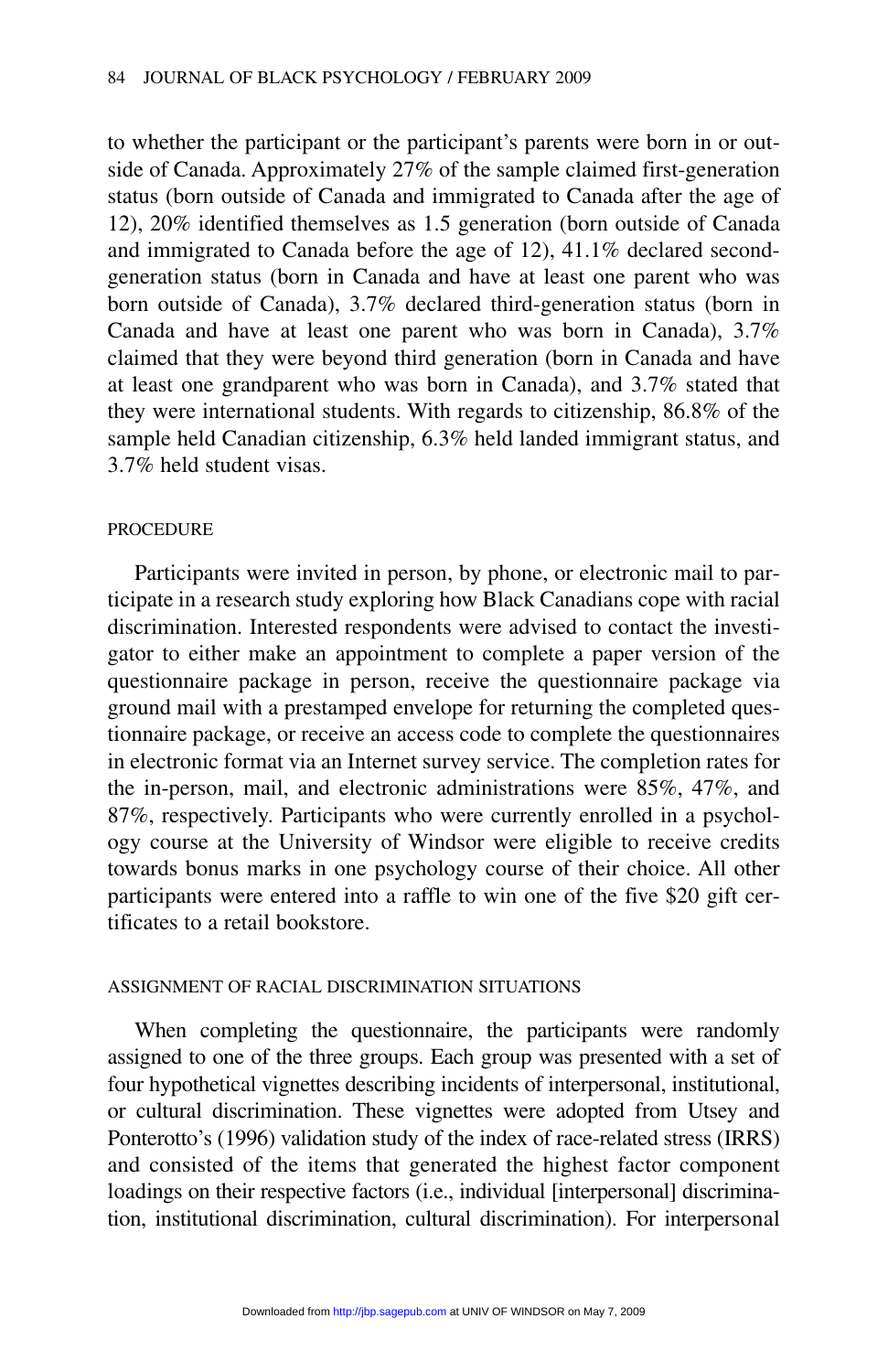to whether the participant or the participant's parents were born in or outside of Canada. Approximately 27% of the sample claimed first-generation status (born outside of Canada and immigrated to Canada after the age of 12), 20% identified themselves as 1.5 generation (born outside of Canada and immigrated to Canada before the age of 12), 41.1% declared second-generation status (born in Canada and have at least one parent who was born outside of Canada), 3.7% declared third-generation status (born in Canada and have at least one parent who was born in Canada), 3.7% claimed that they were beyond third generation (born in Canada and have at least one grandparent who was born in Canada), and 3.7% stated that they were international students. With regards to citizenship, 86.8% of the sample held Canadian citizenship, 6.3% held landed immigrant status, and 3.7% held student visas.

### PROCEDURE

Participants were invited in person, by phone, or electronic mail to participate in a research study exploring how Black Canadians cope with racial discrimination. Interested respondents were advised to contact the investigator to either make an appointment to complete a paper version of the questionnaire package in person, receive the questionnaire package via ground mail with a prestamped envelope for returning the completed questionnaire package, or receive an access code to complete the questionnaires in electronic format via an Internet survey service. The completion rates for the in-person, mail, and electronic administrations were 85%, 47%, and 87%, respectively. Participants who were currently enrolled in a psychology course at the University of Windsor were eligible to receive credits towards bonus marks in one psychology course of their choice. All other participants were entered into a raffle to win one of the five $20 gift certificates to a retail bookstore.

### ASSIGNMENT OF RACIAL DISCRIMINATION SITUATIONS

When completing the questionnaire, the participants were randomly assigned to one of the three groups. Each group was presented with a set of four hypothetical vignettes describing incidents of interpersonal, institutional, or cultural discrimination. These vignettes were adopted from Utsey and Ponterotto's (1996) validation study of the index of race-related stress (IRRS) and consisted of the items that generated the highest factor component loadings on their respective factors (i.e., individual [interpersonal] discrimination, institutional discrimination, cultural discrimination). For interpersonal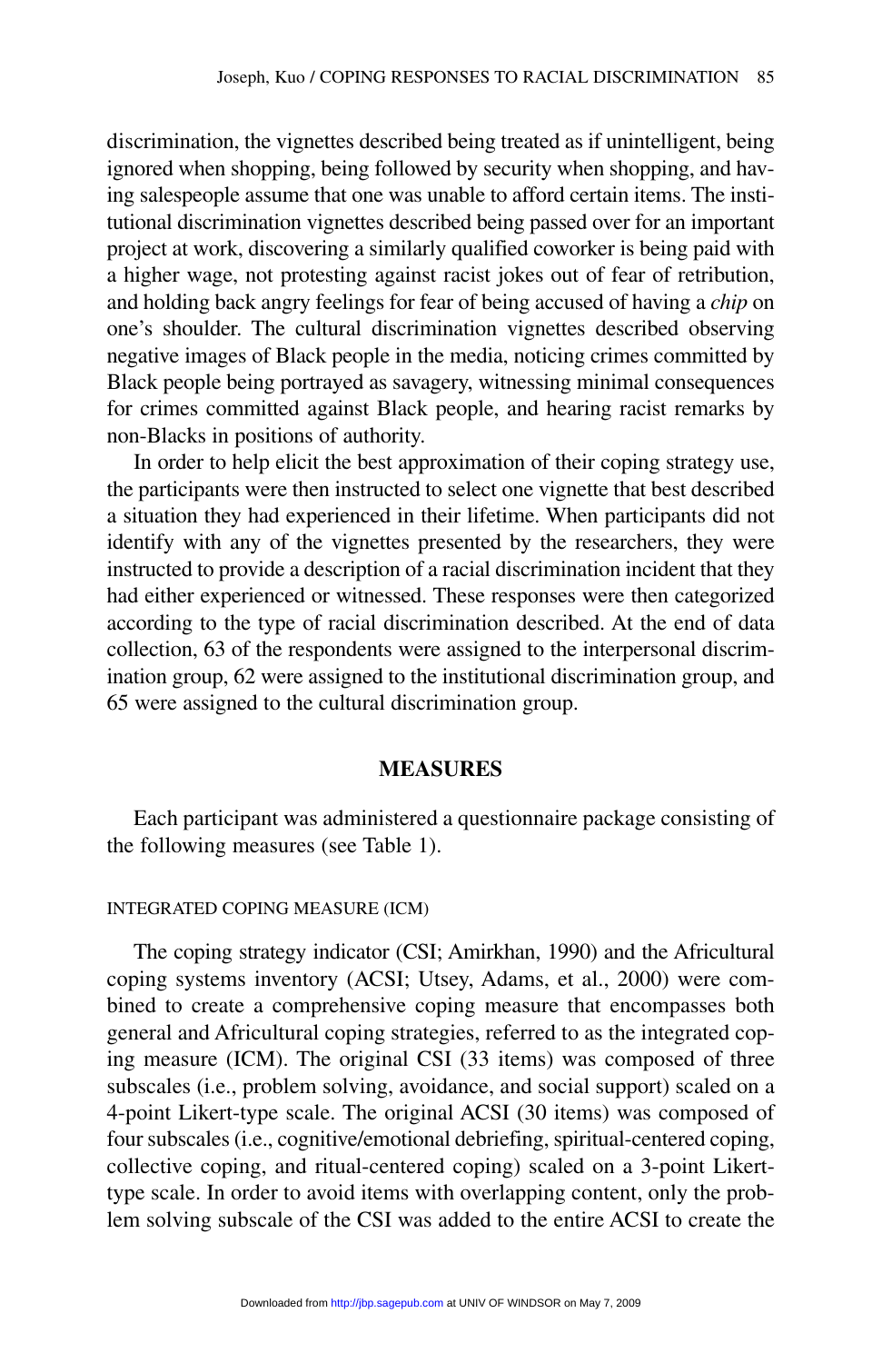discrimination, the vignettes described being treated as if unintelligent, being ignored when shopping, being followed by security when shopping, and having salespeople assume that one was unable to afford certain items. The institutional discrimination vignettes described being passed over for an important project at work, discovering a similarly qualified coworker is being paid with a higher wage, not protesting against racist jokes out of fear of retribution, and holding back angry feelings for fear of being accused of having a *chip* on one's shoulder. The cultural discrimination vignettes described observing negative images of Black people in the media, noticing crimes committed by Black people being portrayed as savagery, witnessing minimal consequences for crimes committed against Black people, and hearing racist remarks by non-Blacks in positions of authority.

In order to help elicit the best approximation of their coping strategy use, the participants were then instructed to select one vignette that best described a situation they had experienced in their lifetime. When participants did not identify with any of the vignettes presented by the researchers, they were instructed to provide a description of a racial discrimination incident that they had either experienced or witnessed. These responses were then categorized according to the type of racial discrimination described. At the end of data collection, 63 of the respondents were assigned to the interpersonal discrimination group, 62 were assigned to the institutional discrimination group, and 65 were assigned to the cultural discrimination group.

## MEASURES

Each participant was administered a questionnaire package consisting of the following measures (see Table 1).

### INTEGRATED COPING MEASURE (ICM)

The coping strategy indicator (CSI; Amirkhan, 1990) and the Africultural coping systems inventory (ACSI; Utsey, Adams, et al., 2000) were combined to create a comprehensive coping measure that encompasses both general and Africultural coping strategies, referred to as the integrated coping measure (ICM). The original CSI (33 items) was composed of three subscales (i.e., problem solving, avoidance, and social support) scaled on a 4-point Likert-type scale. The original ACSI (30 items) was composed of four subscales (i.e., cognitive/emotional debriefing, spiritual-centered coping, collective coping, and ritual-centered coping) scaled on a 3-point Likert-type scale. In order to avoid items with overlapping content, only the problem solving subscale of the CSI was added to the entire ACSI to create the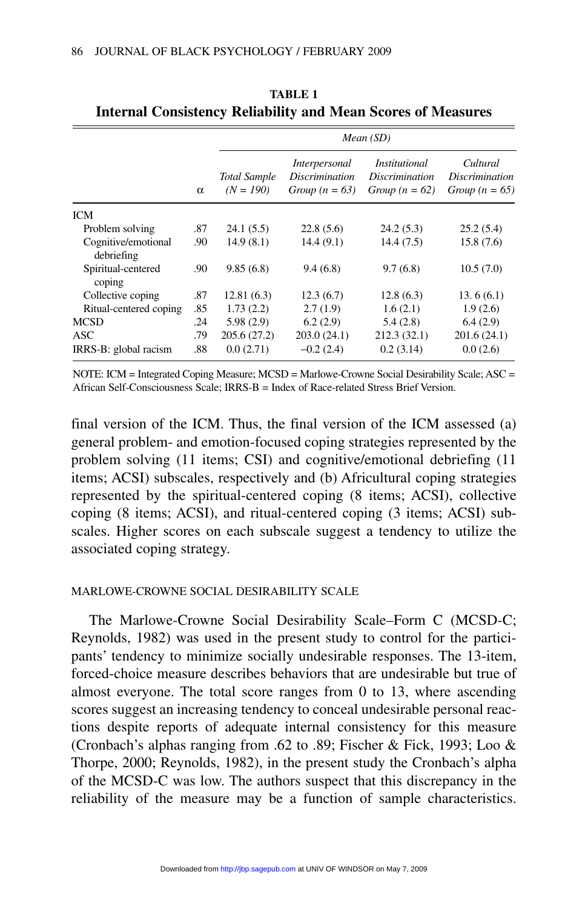**TABLE 1**
**Internal Consistency Reliability and Mean Scores of Measures**

| | α | *Mean (SD)* | | | |
|---|---|---|---|---|---|
| | | *Total Sample (N = 190)* | *Interpersonal Discrimination Group (n = 63)* | *Institutional Discrimination Group (n = 62)* | *Cultural Discrimination Group (n = 65)* |
| ICM | | | | | |
| Problem solving | .87 | 24.1 (5.5) | 22.8 (5.6) | 24.2 (5.3) | 25.2 (5.4) |
| Cognitive/emotional debriefing | .90 | 14.9 (8.1) | 14.4 (9.1) | 14.4 (7.5) | 15.8 (7.6) |
| Spiritual-centered coping | .90 | 9.85 (6.8) | 9.4 (6.8) | 9.7 (6.8) | 10.5 (7.0) |
| Collective coping | .87 | 12.81 (6.3) | 12.3 (6.7) | 12.8 (6.3) | 13. 6 (6.1) |
| Ritual-centered coping | .85 | 1.73 (2.2) | 2.7 (1.9) | 1.6 (2.1) | 1.9 (2.6) |
| MCSD | .24 | 5.98 (2.9) | 6.2 (2.9) | 5.4 (2.8) | 6.4 (2.9) |
| ASC | .79 | 205.6 (27.2) | 203.0 (24.1) | 212.3 (32.1) | 201.6 (24.1) |
| IRRS-B: global racism | .88 | 0.0 (2.71) | –0.2 (2.4) | 0.2 (3.14) | 0.0 (2.6) |

NOTE: ICM = Integrated Coping Measure; MCSD = Marlowe-Crowne Social Desirability Scale; ASC = African Self-Consciousness Scale; IRRS-B = Index of Race-related Stress Brief Version.

final version of the ICM. Thus, the final version of the ICM assessed (a) general problem- and emotion-focused coping strategies represented by the problem solving (11 items; CSI) and cognitive/emotional debriefing (11 items; ACSI) subscales, respectively and (b) Africultural coping strategies represented by the spiritual-centered coping (8 items; ACSI), collective coping (8 items; ACSI), and ritual-centered coping (3 items; ACSI) subscales. Higher scores on each subscale suggest a tendency to utilize the associated coping strategy.

### MARLOWE-CROWNE SOCIAL DESIRABILITY SCALE

The Marlowe-Crowne Social Desirability Scale–Form C (MCSD-C; Reynolds, 1982) was used in the present study to control for the participants' tendency to minimize socially undesirable responses. The 13-item, forced-choice measure describes behaviors that are undesirable but true of almost everyone. The total score ranges from 0 to 13, where ascending scores suggest an increasing tendency to conceal undesirable personal reactions despite reports of adequate internal consistency for this measure (Cronbach's alphas ranging from .62 to .89; Fischer & Fick, 1993; Loo & Thorpe, 2000; Reynolds, 1982), in the present study the Cronbach's alpha of the MCSD-C was low. The authors suspect that this discrepancy in the reliability of the measure may be a function of sample characteristics.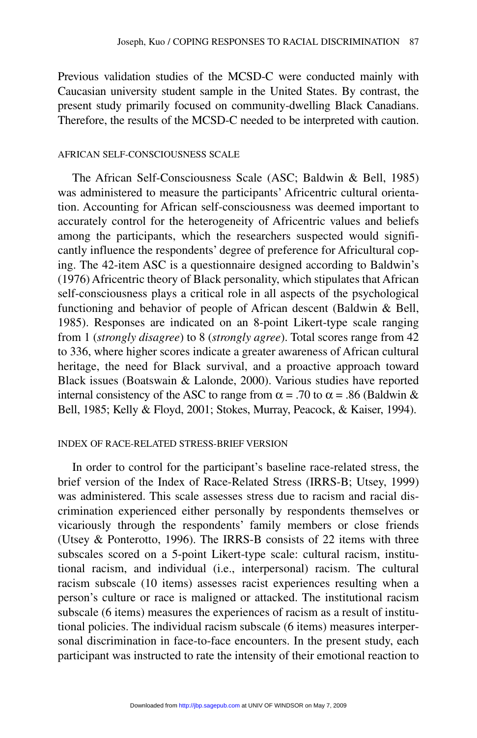Previous validation studies of the MCSD-C were conducted mainly with Caucasian university student sample in the United States. By contrast, the present study primarily focused on community-dwelling Black Canadians. Therefore, the results of the MCSD-C needed to be interpreted with caution.

### AFRICAN SELF-CONSCIOUSNESS SCALE

The African Self-Consciousness Scale (ASC; Baldwin & Bell, 1985) was administered to measure the participants' Africentric cultural orientation. Accounting for African self-consciousness was deemed important to accurately control for the heterogeneity of Africentric values and beliefs among the participants, which the researchers suspected would significantly influence the respondents' degree of preference for Africultural coping. The 42-item ASC is a questionnaire designed according to Baldwin's (1976) Africentric theory of Black personality, which stipulates that African self-consciousness plays a critical role in all aspects of the psychological functioning and behavior of people of African descent (Baldwin & Bell, 1985). Responses are indicated on an 8-point Likert-type scale ranging from 1 (*strongly disagree*) to 8 (*strongly agree*). Total scores range from 42 to 336, where higher scores indicate a greater awareness of African cultural heritage, the need for Black survival, and a proactive approach toward Black issues (Boatswain & Lalonde, 2000). Various studies have reported internal consistency of the ASC to range from $\alpha = .70$ to $\alpha = .86$ (Baldwin & Bell, 1985; Kelly & Floyd, 2001; Stokes, Murray, Peacock, & Kaiser, 1994).

### INDEX OF RACE-RELATED STRESS-BRIEF VERSION

In order to control for the participant's baseline race-related stress, the brief version of the Index of Race-Related Stress (IRRS-B; Utsey, 1999) was administered. This scale assesses stress due to racism and racial discrimination experienced either personally by respondents themselves or vicariously through the respondents' family members or close friends (Utsey & Ponterotto, 1996). The IRRS-B consists of 22 items with three subscales scored on a 5-point Likert-type scale: cultural racism, institutional racism, and individual (i.e., interpersonal) racism. The cultural racism subscale (10 items) assesses racist experiences resulting when a person's culture or race is maligned or attacked. The institutional racism subscale (6 items) measures the experiences of racism as a result of institutional policies. The individual racism subscale (6 items) measures interpersonal discrimination in face-to-face encounters. In the present study, each participant was instructed to rate the intensity of their emotional reaction to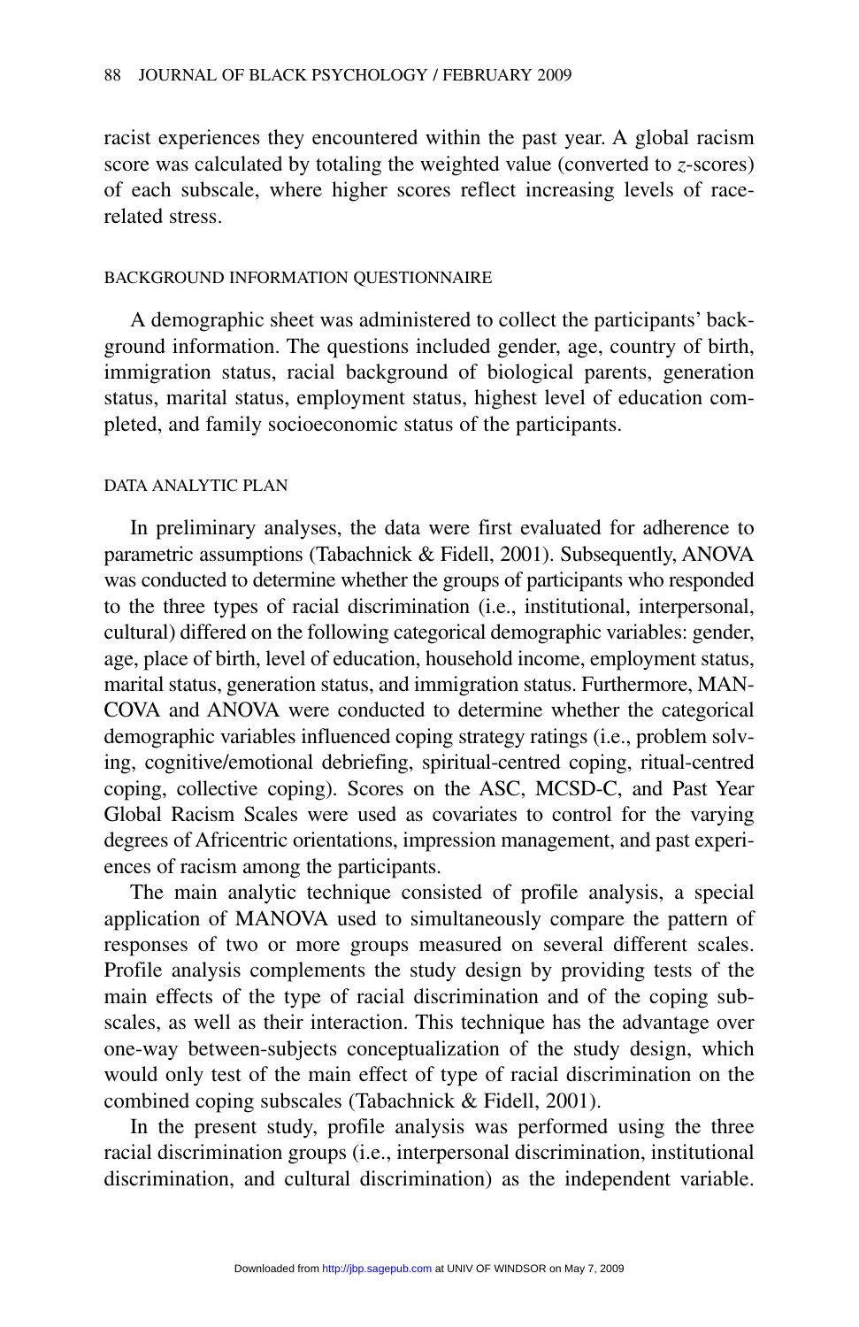racist experiences they encountered within the past year. A global racism score was calculated by totaling the weighted value (converted to *z*-scores) of each subscale, where higher scores reflect increasing levels of race-related stress.

### BACKGROUND INFORMATION QUESTIONNAIRE

A demographic sheet was administered to collect the participants' background information. The questions included gender, age, country of birth, immigration status, racial background of biological parents, generation status, marital status, employment status, highest level of education completed, and family socioeconomic status of the participants.

### DATA ANALYTIC PLAN

In preliminary analyses, the data were first evaluated for adherence to parametric assumptions (Tabachnick & Fidell, 2001). Subsequently, ANOVA was conducted to determine whether the groups of participants who responded to the three types of racial discrimination (i.e., institutional, interpersonal, cultural) differed on the following categorical demographic variables: gender, age, place of birth, level of education, household income, employment status, marital status, generation status, and immigration status. Furthermore, MANCOVA and ANOVA were conducted to determine whether the categorical demographic variables influenced coping strategy ratings (i.e., problem solving, cognitive/emotional debriefing, spiritual-centred coping, ritual-centred coping, collective coping). Scores on the ASC, MCSD-C, and Past Year Global Racism Scales were used as covariates to control for the varying degrees of Africentric orientations, impression management, and past experiences of racism among the participants.

The main analytic technique consisted of profile analysis, a special application of MANOVA used to simultaneously compare the pattern of responses of two or more groups measured on several different scales. Profile analysis complements the study design by providing tests of the main effects of the type of racial discrimination and of the coping subscales, as well as their interaction. This technique has the advantage over one-way between-subjects conceptualization of the study design, which would only test of the main effect of type of racial discrimination on the combined coping subscales (Tabachnick & Fidell, 2001).

In the present study, profile analysis was performed using the three racial discrimination groups (i.e., interpersonal discrimination, institutional discrimination, and cultural discrimination) as the independent variable.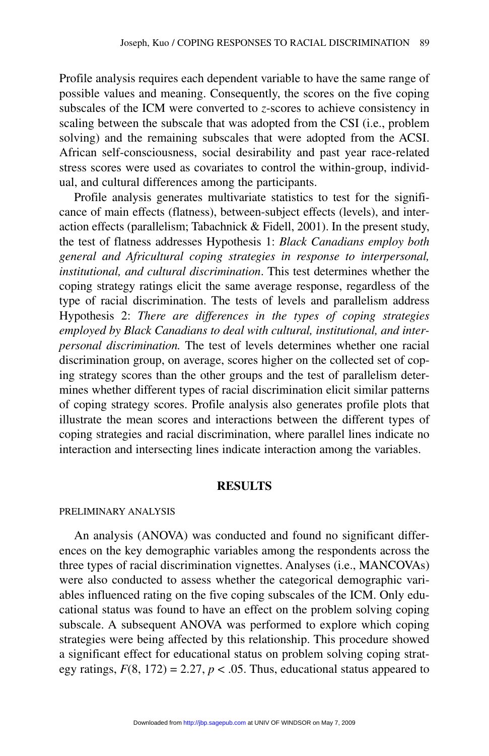Profile analysis requires each dependent variable to have the same range of possible values and meaning. Consequently, the scores on the five coping subscales of the ICM were converted to *z*-scores to achieve consistency in scaling between the subscale that was adopted from the CSI (i.e., problem solving) and the remaining subscales that were adopted from the ACSI. African self-consciousness, social desirability and past year race-related stress scores were used as covariates to control the within-group, individual, and cultural differences among the participants.

Profile analysis generates multivariate statistics to test for the significance of main effects (flatness), between-subject effects (levels), and interaction effects (parallelism; Tabachnick & Fidell, 2001). In the present study, the test of flatness addresses Hypothesis 1: *Black Canadians employ both general and Africultural coping strategies in response to interpersonal, institutional, and cultural discrimination*. This test determines whether the coping strategy ratings elicit the same average response, regardless of the type of racial discrimination. The tests of levels and parallelism address Hypothesis 2: *There are differences in the types of coping strategies employed by Black Canadians to deal with cultural, institutional, and interpersonal discrimination.* The test of levels determines whether one racial discrimination group, on average, scores higher on the collected set of coping strategy scores than the other groups and the test of parallelism determines whether different types of racial discrimination elicit similar patterns of coping strategy scores. Profile analysis also generates profile plots that illustrate the mean scores and interactions between the different types of coping strategies and racial discrimination, where parallel lines indicate no interaction and intersecting lines indicate interaction among the variables.

## RESULTS

### PRELIMINARY ANALYSIS

An analysis (ANOVA) was conducted and found no significant differences on the key demographic variables among the respondents across the three types of racial discrimination vignettes. Analyses (i.e., MANCOVAs) were also conducted to assess whether the categorical demographic variables influenced rating on the five coping subscales of the ICM. Only educational status was found to have an effect on the problem solving coping subscale. A subsequent ANOVA was performed to explore which coping strategies were being affected by this relationship. This procedure showed a significant effect for educational status on problem solving coping strategy ratings, $F(8, 172) = 2.27$, $p < .05$. Thus, educational status appeared to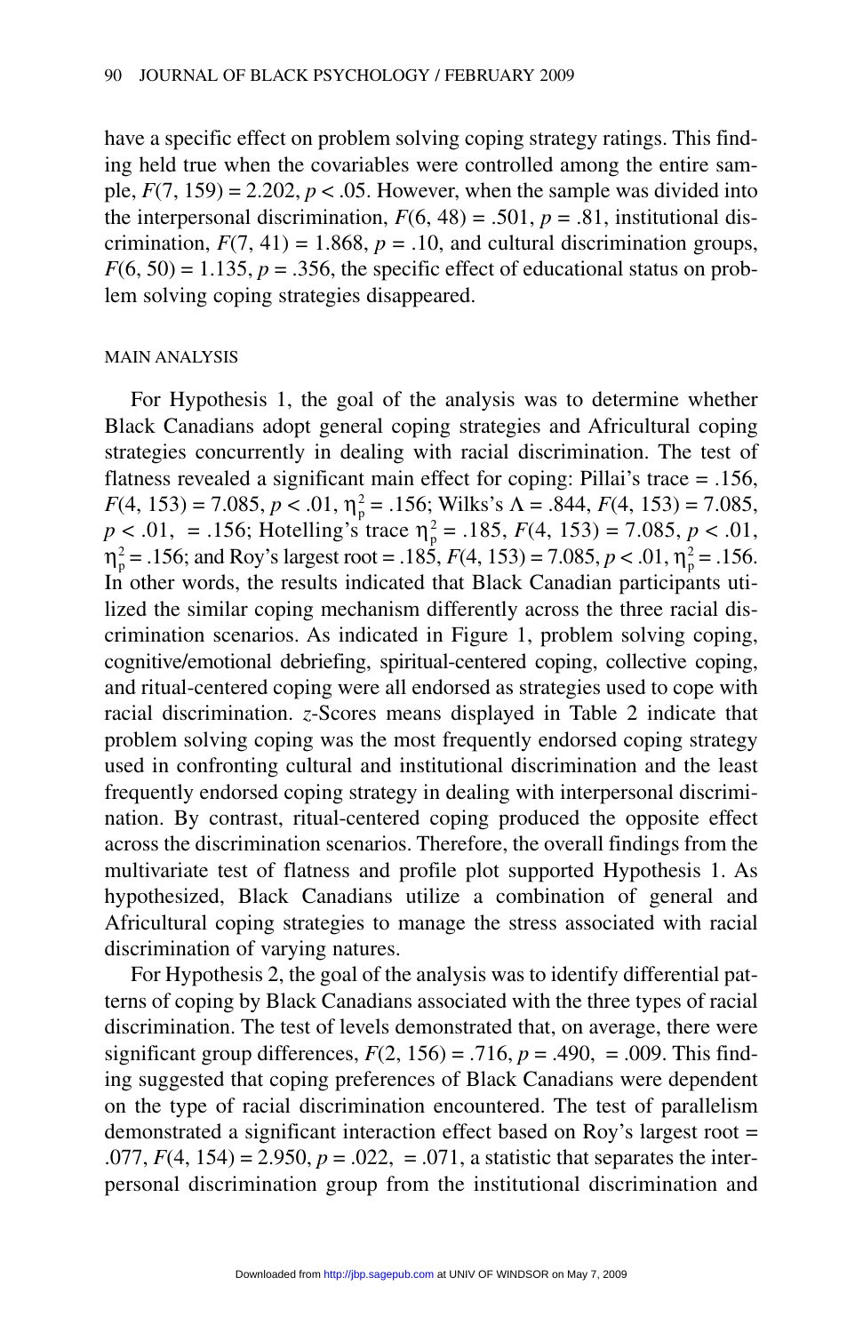have a specific effect on problem solving coping strategy ratings. This finding held true when the covariables were controlled among the entire sample, $F(7, 159) = 2.202$, $p < .05$. However, when the sample was divided into the interpersonal discrimination, $F(6, 48) = .501$, $p = .81$, institutional discrimination, $F(7, 41) = 1.868$, $p = .10$, and cultural discrimination groups, $F(6, 50) = 1.135$, $p = .356$, the specific effect of educational status on problem solving coping strategies disappeared.

### MAIN ANALYSIS

For Hypothesis 1, the goal of the analysis was to determine whether Black Canadians adopt general coping strategies and Africultural coping strategies concurrently in dealing with racial discrimination. The test of flatness revealed a significant main effect for coping: Pillai's trace = .156, $F(4, 153) = 7.085$, $p < .01$, $\eta_p^2 = .156$; Wilks's $\Lambda = .844$, $F(4, 153) = 7.085$, $p < .01$, = .156; Hotelling's trace $\eta_p^2 = .185$, $F(4, 153) = 7.085$, $p < .01$, $\eta_p^2 = .156$; and Roy's largest root = .185, $F(4, 153) = 7.085$, $p < .01$, $\eta_p^2 = .156$. In other words, the results indicated that Black Canadian participants utilized the similar coping mechanism differently across the three racial discrimination scenarios. As indicated in Figure 1, problem solving coping, cognitive/emotional debriefing, spiritual-centered coping, collective coping, and ritual-centered coping were all endorsed as strategies used to cope with racial discrimination. *z*-Scores means displayed in Table 2 indicate that problem solving coping was the most frequently endorsed coping strategy used in confronting cultural and institutional discrimination and the least frequently endorsed coping strategy in dealing with interpersonal discrimination. By contrast, ritual-centered coping produced the opposite effect across the discrimination scenarios. Therefore, the overall findings from the multivariate test of flatness and profile plot supported Hypothesis 1. As hypothesized, Black Canadians utilize a combination of general and Africultural coping strategies to manage the stress associated with racial discrimination of varying natures.

For Hypothesis 2, the goal of the analysis was to identify differential patterns of coping by Black Canadians associated with the three types of racial discrimination. The test of levels demonstrated that, on average, there were significant group differences, $F(2, 156) = .716$, $p = .490$, = .009. This finding suggested that coping preferences of Black Canadians were dependent on the type of racial discrimination encountered. The test of parallelism demonstrated a significant interaction effect based on Roy's largest root = .077, $F(4, 154) = 2.950$, $p = .022$, = .071, a statistic that separates the interpersonal discrimination group from the institutional discrimination and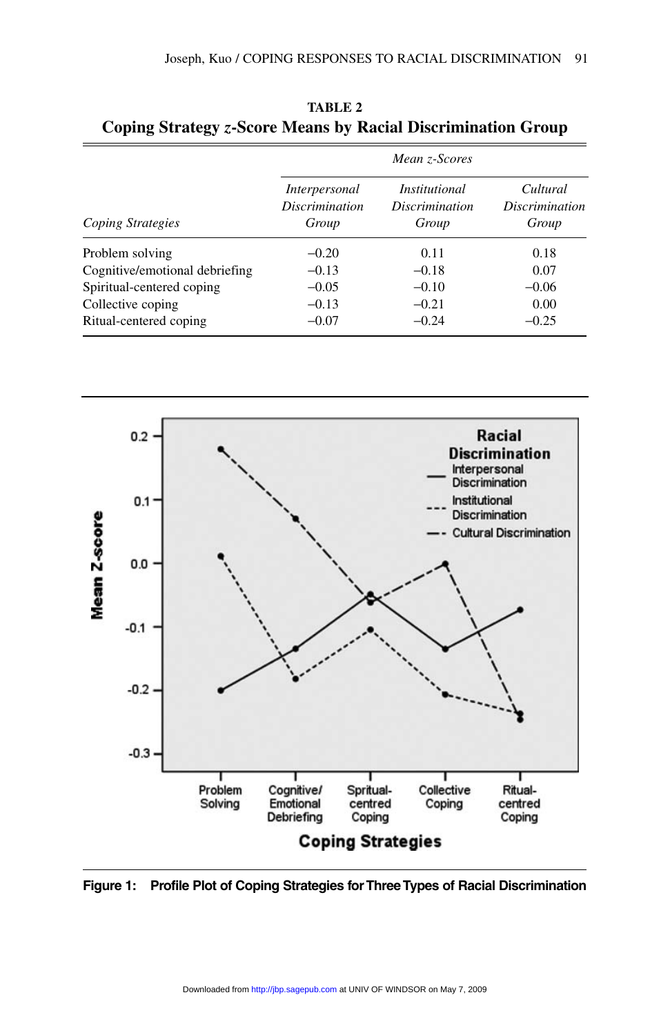**TABLE 2**
**Coping Strategy *z*-Score Means by Racial Discrimination Group**

| | Mean *z*-Scores | | |
|---|---|---|---|
| *Coping Strategies* | *Interpersonal Discrimination Group* | *Institutional Discrimination Group* | *Cultural Discrimination Group* |
| Problem solving | −0.20 | 0.11 | 0.18 |
| Cognitive/emotional debriefing | −0.13 | −0.18 | 0.07 |
| Spiritual-centered coping | −0.05 | −0.10 | −0.06 |
| Collective coping | −0.13 | −0.21 | 0.00 |
| Ritual-centered coping | −0.07 | −0.24 | −0.25 |

**Figure 1: Profile Plot of Coping Strategies for Three Types of Racial Discrimination**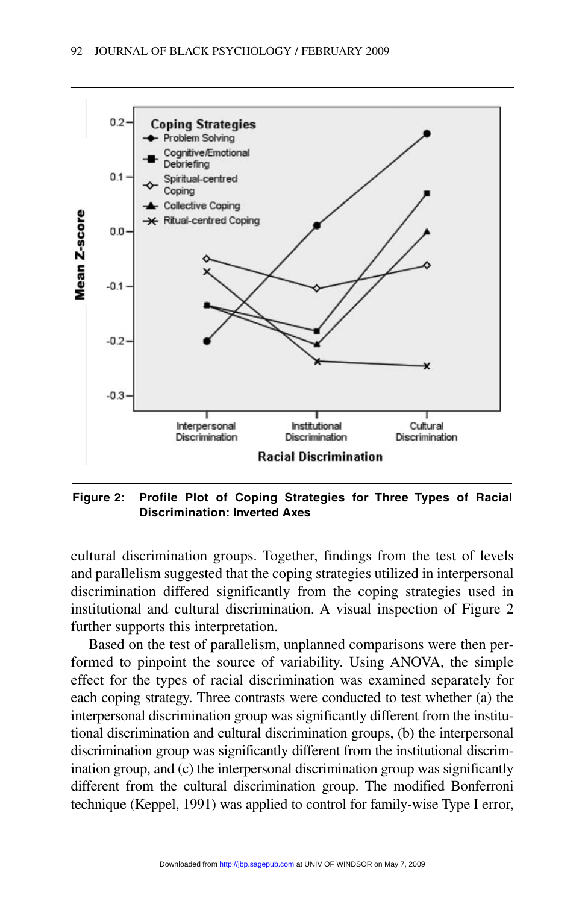**Figure 2: Profile Plot of Coping Strategies for Three Types of Racial Discrimination: Inverted Axes**

cultural discrimination groups. Together, findings from the test of levels and parallelism suggested that the coping strategies utilized in interpersonal discrimination differed significantly from the coping strategies used in institutional and cultural discrimination. A visual inspection of Figure 2 further supports this interpretation.

Based on the test of parallelism, unplanned comparisons were then performed to pinpoint the source of variability. Using ANOVA, the simple effect for the types of racial discrimination was examined separately for each coping strategy. Three contrasts were conducted to test whether (a) the interpersonal discrimination group was significantly different from the institutional discrimination and cultural discrimination groups, (b) the interpersonal discrimination group was significantly different from the institutional discrimination group, and (c) the interpersonal discrimination group was significantly different from the cultural discrimination group. The modified Bonferroni technique (Keppel, 1991) was applied to control for family-wise Type I error,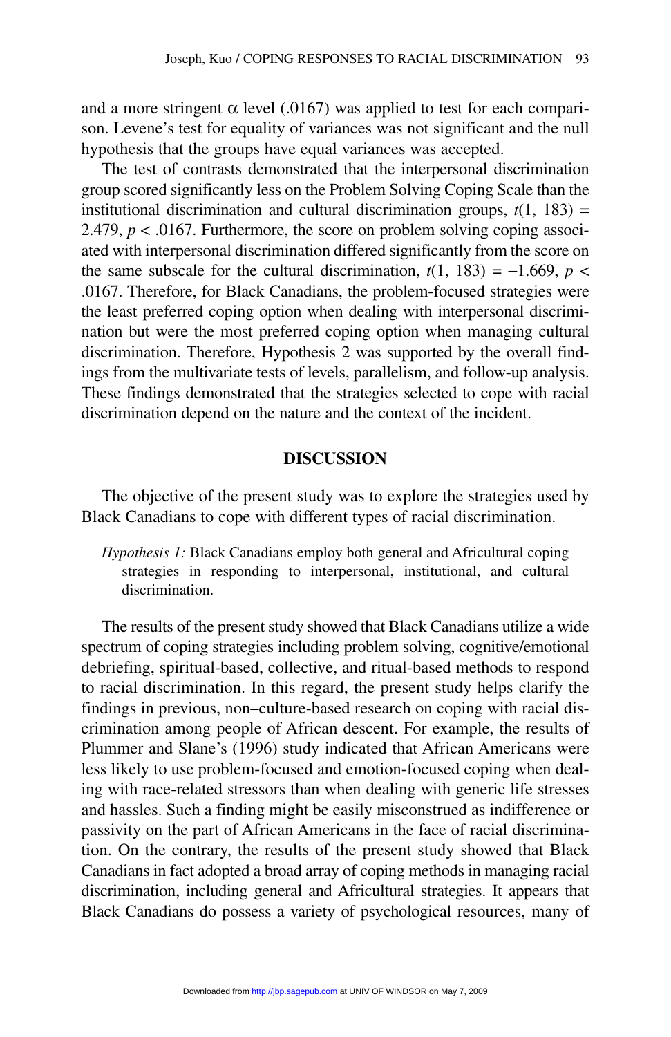and a more stringent α level (.0167) was applied to test for each comparison. Levene's test for equality of variances was not significant and the null hypothesis that the groups have equal variances was accepted.

The test of contrasts demonstrated that the interpersonal discrimination group scored significantly less on the Problem Solving Coping Scale than the institutional discrimination and cultural discrimination groups, $t(1, 183) = 2.479$, $p < .0167$. Furthermore, the score on problem solving coping associated with interpersonal discrimination differed significantly from the score on the same subscale for the cultural discrimination, $t(1, 183) = -1.669$, $p < .0167$. Therefore, for Black Canadians, the problem-focused strategies were the least preferred coping option when dealing with interpersonal discrimination but were the most preferred coping option when managing cultural discrimination. Therefore, Hypothesis 2 was supported by the overall findings from the multivariate tests of levels, parallelism, and follow-up analysis. These findings demonstrated that the strategies selected to cope with racial discrimination depend on the nature and the context of the incident.

## DISCUSSION

The objective of the present study was to explore the strategies used by Black Canadians to cope with different types of racial discrimination.

> *Hypothesis 1:* Black Canadians employ both general and Africultural coping strategies in responding to interpersonal, institutional, and cultural discrimination.

The results of the present study showed that Black Canadians utilize a wide spectrum of coping strategies including problem solving, cognitive/emotional debriefing, spiritual-based, collective, and ritual-based methods to respond to racial discrimination. In this regard, the present study helps clarify the findings in previous, non–culture-based research on coping with racial discrimination among people of African descent. For example, the results of Plummer and Slane's (1996) study indicated that African Americans were less likely to use problem-focused and emotion-focused coping when dealing with race-related stressors than when dealing with generic life stresses and hassles. Such a finding might be easily misconstrued as indifference or passivity on the part of African Americans in the face of racial discrimination. On the contrary, the results of the present study showed that Black Canadians in fact adopted a broad array of coping methods in managing racial discrimination, including general and Africultural strategies. It appears that Black Canadians do possess a variety of psychological resources, many of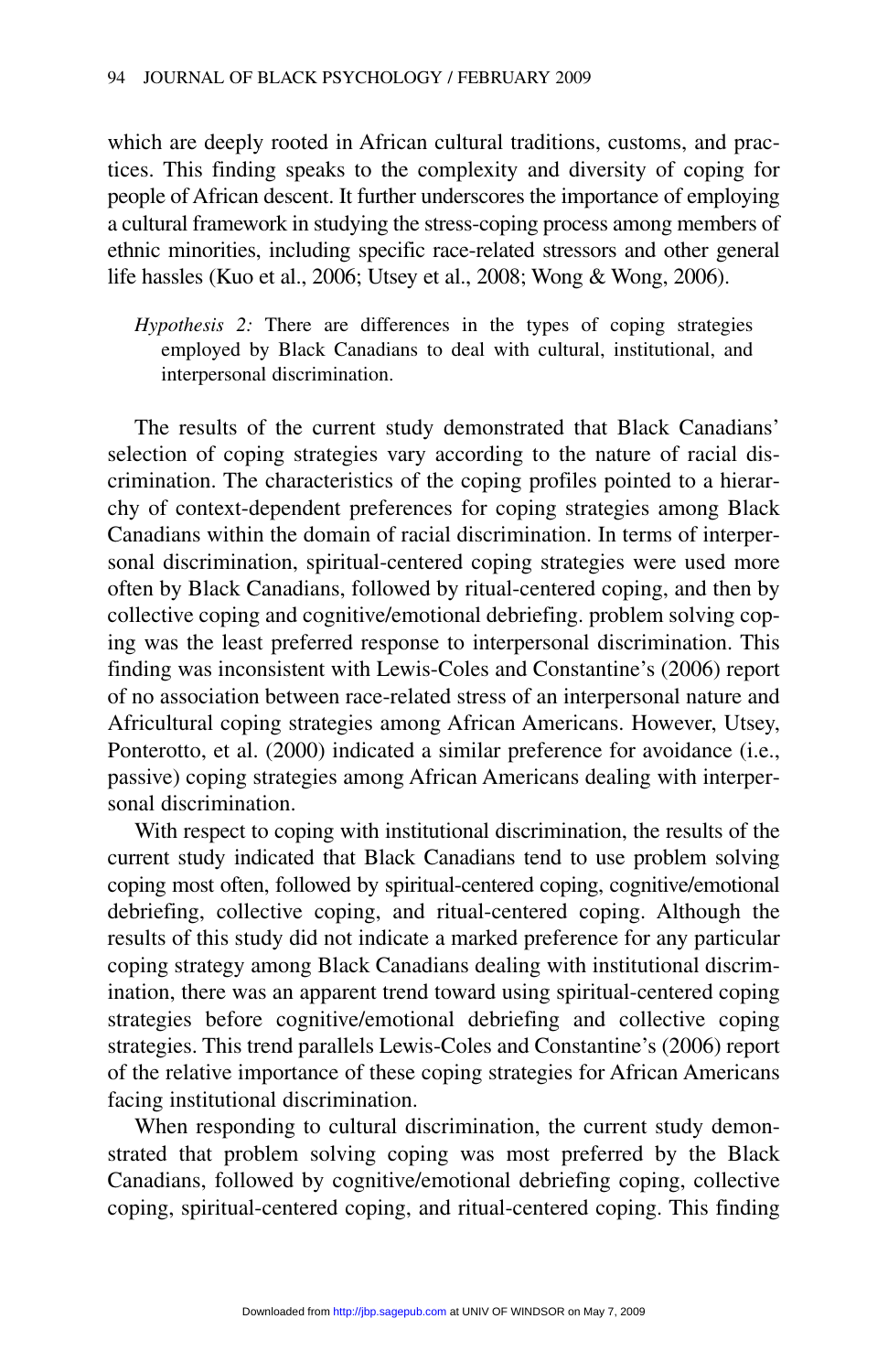which are deeply rooted in African cultural traditions, customs, and practices. This finding speaks to the complexity and diversity of coping for people of African descent. It further underscores the importance of employing a cultural framework in studying the stress-coping process among members of ethnic minorities, including specific race-related stressors and other general life hassles (Kuo et al., 2006; Utsey et al., 2008; Wong & Wong, 2006).

> *Hypothesis 2:* There are differences in the types of coping strategies employed by Black Canadians to deal with cultural, institutional, and interpersonal discrimination.

The results of the current study demonstrated that Black Canadians' selection of coping strategies vary according to the nature of racial discrimination. The characteristics of the coping profiles pointed to a hierarchy of context-dependent preferences for coping strategies among Black Canadians within the domain of racial discrimination. In terms of interpersonal discrimination, spiritual-centered coping strategies were used more often by Black Canadians, followed by ritual-centered coping, and then by collective coping and cognitive/emotional debriefing. problem solving coping was the least preferred response to interpersonal discrimination. This finding was inconsistent with Lewis-Coles and Constantine's (2006) report of no association between race-related stress of an interpersonal nature and Africultural coping strategies among African Americans. However, Utsey, Ponterotto, et al. (2000) indicated a similar preference for avoidance (i.e., passive) coping strategies among African Americans dealing with interpersonal discrimination.

With respect to coping with institutional discrimination, the results of the current study indicated that Black Canadians tend to use problem solving coping most often, followed by spiritual-centered coping, cognitive/emotional debriefing, collective coping, and ritual-centered coping. Although the results of this study did not indicate a marked preference for any particular coping strategy among Black Canadians dealing with institutional discrimination, there was an apparent trend toward using spiritual-centered coping strategies before cognitive/emotional debriefing and collective coping strategies. This trend parallels Lewis-Coles and Constantine's (2006) report of the relative importance of these coping strategies for African Americans facing institutional discrimination.

When responding to cultural discrimination, the current study demonstrated that problem solving coping was most preferred by the Black Canadians, followed by cognitive/emotional debriefing coping, collective coping, spiritual-centered coping, and ritual-centered coping. This finding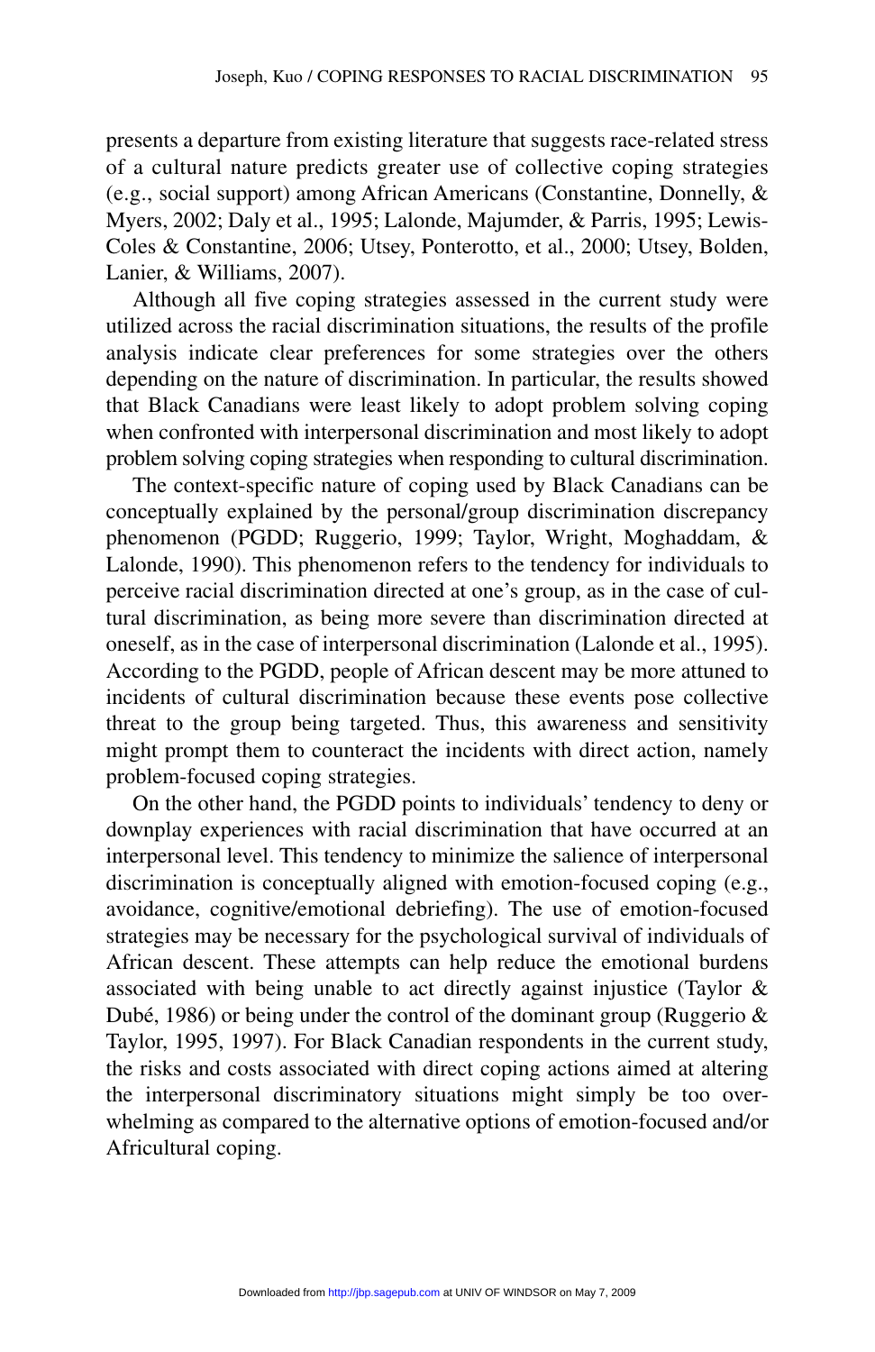presents a departure from existing literature that suggests race-related stress of a cultural nature predicts greater use of collective coping strategies (e.g., social support) among African Americans (Constantine, Donnelly, & Myers, 2002; Daly et al., 1995; Lalonde, Majumder, & Parris, 1995; Lewis-Coles & Constantine, 2006; Utsey, Ponterotto, et al., 2000; Utsey, Bolden, Lanier, & Williams, 2007).

Although all five coping strategies assessed in the current study were utilized across the racial discrimination situations, the results of the profile analysis indicate clear preferences for some strategies over the others depending on the nature of discrimination. In particular, the results showed that Black Canadians were least likely to adopt problem solving coping when confronted with interpersonal discrimination and most likely to adopt problem solving coping strategies when responding to cultural discrimination.

The context-specific nature of coping used by Black Canadians can be conceptually explained by the personal/group discrimination discrepancy phenomenon (PGDD; Ruggerio, 1999; Taylor, Wright, Moghaddam, & Lalonde, 1990). This phenomenon refers to the tendency for individuals to perceive racial discrimination directed at one's group, as in the case of cultural discrimination, as being more severe than discrimination directed at oneself, as in the case of interpersonal discrimination (Lalonde et al., 1995). According to the PGDD, people of African descent may be more attuned to incidents of cultural discrimination because these events pose collective threat to the group being targeted. Thus, this awareness and sensitivity might prompt them to counteract the incidents with direct action, namely problem-focused coping strategies.

On the other hand, the PGDD points to individuals' tendency to deny or downplay experiences with racial discrimination that have occurred at an interpersonal level. This tendency to minimize the salience of interpersonal discrimination is conceptually aligned with emotion-focused coping (e.g., avoidance, cognitive/emotional debriefing). The use of emotion-focused strategies may be necessary for the psychological survival of individuals of African descent. These attempts can help reduce the emotional burdens associated with being unable to act directly against injustice (Taylor & Dubé, 1986) or being under the control of the dominant group (Ruggerio & Taylor, 1995, 1997). For Black Canadian respondents in the current study, the risks and costs associated with direct coping actions aimed at altering the interpersonal discriminatory situations might simply be too overwhelming as compared to the alternative options of emotion-focused and/or Africultural coping.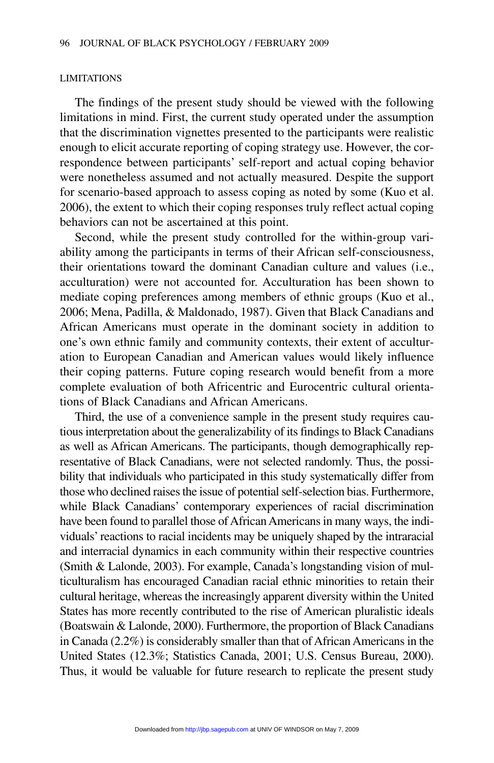## LIMITATIONS

The findings of the present study should be viewed with the following limitations in mind. First, the current study operated under the assumption that the discrimination vignettes presented to the participants were realistic enough to elicit accurate reporting of coping strategy use. However, the correspondence between participants' self-report and actual coping behavior were nonetheless assumed and not actually measured. Despite the support for scenario-based approach to assess coping as noted by some (Kuo et al. 2006), the extent to which their coping responses truly reflect actual coping behaviors can not be ascertained at this point.

Second, while the present study controlled for the within-group variability among the participants in terms of their African self-consciousness, their orientations toward the dominant Canadian culture and values (i.e., acculturation) were not accounted for. Acculturation has been shown to mediate coping preferences among members of ethnic groups (Kuo et al., 2006; Mena, Padilla, & Maldonado, 1987). Given that Black Canadians and African Americans must operate in the dominant society in addition to one's own ethnic family and community contexts, their extent of acculturation to European Canadian and American values would likely influence their coping patterns. Future coping research would benefit from a more complete evaluation of both Africentric and Eurocentric cultural orientations of Black Canadians and African Americans.

Third, the use of a convenience sample in the present study requires cautious interpretation about the generalizability of its findings to Black Canadians as well as African Americans. The participants, though demographically representative of Black Canadians, were not selected randomly. Thus, the possibility that individuals who participated in this study systematically differ from those who declined raises the issue of potential self-selection bias. Furthermore, while Black Canadians' contemporary experiences of racial discrimination have been found to parallel those of African Americans in many ways, the individuals' reactions to racial incidents may be uniquely shaped by the intraracial and interracial dynamics in each community within their respective countries (Smith & Lalonde, 2003). For example, Canada's longstanding vision of multiculturalism has encouraged Canadian racial ethnic minorities to retain their cultural heritage, whereas the increasingly apparent diversity within the United States has more recently contributed to the rise of American pluralistic ideals (Boatswain & Lalonde, 2000). Furthermore, the proportion of Black Canadians in Canada (2.2%) is considerably smaller than that of African Americans in the United States (12.3%; Statistics Canada, 2001; U.S. Census Bureau, 2000). Thus, it would be valuable for future research to replicate the present study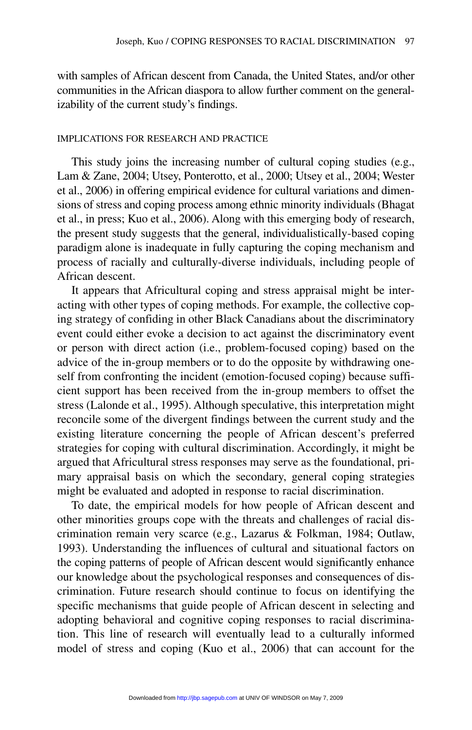with samples of African descent from Canada, the United States, and/or other communities in the African diaspora to allow further comment on the generalizability of the current study's findings.

### IMPLICATIONS FOR RESEARCH AND PRACTICE

This study joins the increasing number of cultural coping studies (e.g., Lam & Zane, 2004; Utsey, Ponterotto, et al., 2000; Utsey et al., 2004; Wester et al., 2006) in offering empirical evidence for cultural variations and dimensions of stress and coping process among ethnic minority individuals (Bhagat et al., in press; Kuo et al., 2006). Along with this emerging body of research, the present study suggests that the general, individualistically-based coping paradigm alone is inadequate in fully capturing the coping mechanism and process of racially and culturally-diverse individuals, including people of African descent.

It appears that Africultural coping and stress appraisal might be interacting with other types of coping methods. For example, the collective coping strategy of confiding in other Black Canadians about the discriminatory event could either evoke a decision to act against the discriminatory event or person with direct action (i.e., problem-focused coping) based on the advice of the in-group members or to do the opposite by withdrawing oneself from confronting the incident (emotion-focused coping) because sufficient support has been received from the in-group members to offset the stress (Lalonde et al., 1995). Although speculative, this interpretation might reconcile some of the divergent findings between the current study and the existing literature concerning the people of African descent's preferred strategies for coping with cultural discrimination. Accordingly, it might be argued that Africultural stress responses may serve as the foundational, primary appraisal basis on which the secondary, general coping strategies might be evaluated and adopted in response to racial discrimination.

To date, the empirical models for how people of African descent and other minorities groups cope with the threats and challenges of racial discrimination remain very scarce (e.g., Lazarus & Folkman, 1984; Outlaw, 1993). Understanding the influences of cultural and situational factors on the coping patterns of people of African descent would significantly enhance our knowledge about the psychological responses and consequences of discrimination. Future research should continue to focus on identifying the specific mechanisms that guide people of African descent in selecting and adopting behavioral and cognitive coping responses to racial discrimination. This line of research will eventually lead to a culturally informed model of stress and coping (Kuo et al., 2006) that can account for the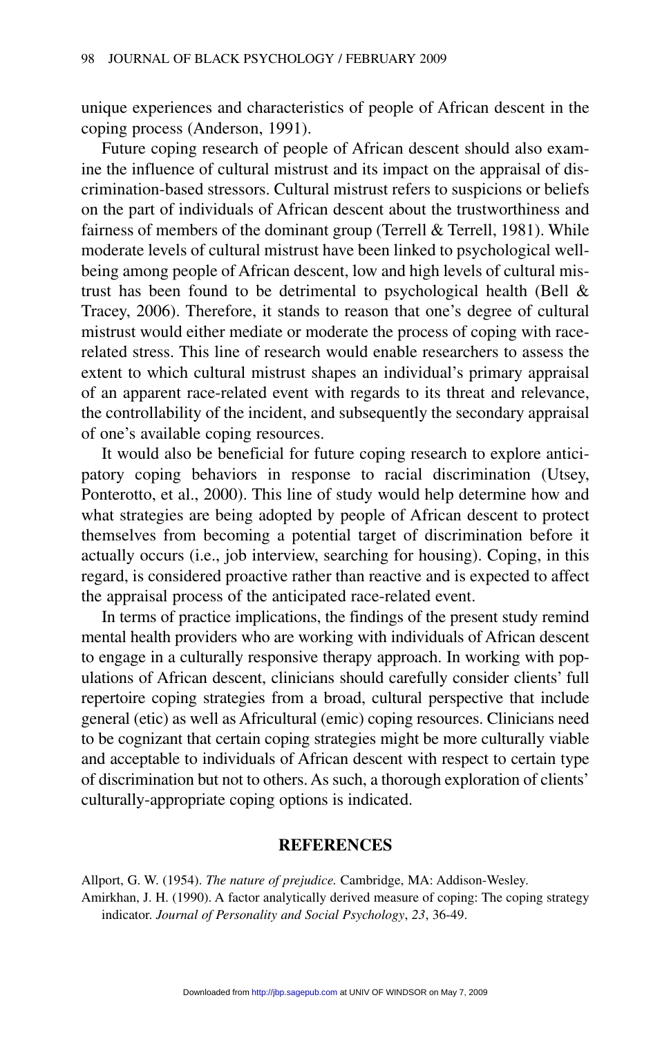unique experiences and characteristics of people of African descent in the coping process (Anderson, 1991).

Future coping research of people of African descent should also examine the influence of cultural mistrust and its impact on the appraisal of discrimination-based stressors. Cultural mistrust refers to suspicions or beliefs on the part of individuals of African descent about the trustworthiness and fairness of members of the dominant group (Terrell & Terrell, 1981). While moderate levels of cultural mistrust have been linked to psychological well-being among people of African descent, low and high levels of cultural mistrust has been found to be detrimental to psychological health (Bell & Tracey, 2006). Therefore, it stands to reason that one's degree of cultural mistrust would either mediate or moderate the process of coping with race-related stress. This line of research would enable researchers to assess the extent to which cultural mistrust shapes an individual's primary appraisal of an apparent race-related event with regards to its threat and relevance, the controllability of the incident, and subsequently the secondary appraisal of one's available coping resources.

It would also be beneficial for future coping research to explore anticipatory coping behaviors in response to racial discrimination (Utsey, Ponterotto, et al., 2000). This line of study would help determine how and what strategies are being adopted by people of African descent to protect themselves from becoming a potential target of discrimination before it actually occurs (i.e., job interview, searching for housing). Coping, in this regard, is considered proactive rather than reactive and is expected to affect the appraisal process of the anticipated race-related event.

In terms of practice implications, the findings of the present study remind mental health providers who are working with individuals of African descent to engage in a culturally responsive therapy approach. In working with populations of African descent, clinicians should carefully consider clients' full repertoire coping strategies from a broad, cultural perspective that include general (etic) as well as Africultural (emic) coping resources. Clinicians need to be cognizant that certain coping strategies might be more culturally viable and acceptable to individuals of African descent with respect to certain type of discrimination but not to others. As such, a thorough exploration of clients' culturally-appropriate coping options is indicated.

## REFERENCES

Allport, G. W. (1954). *The nature of prejudice.* Cambridge, MA: Addison-Wesley.

Amirkhan, J. H. (1990). A factor analytically derived measure of coping: The coping strategy indicator. *Journal of Personality and Social Psychology*, *23*, 36-49.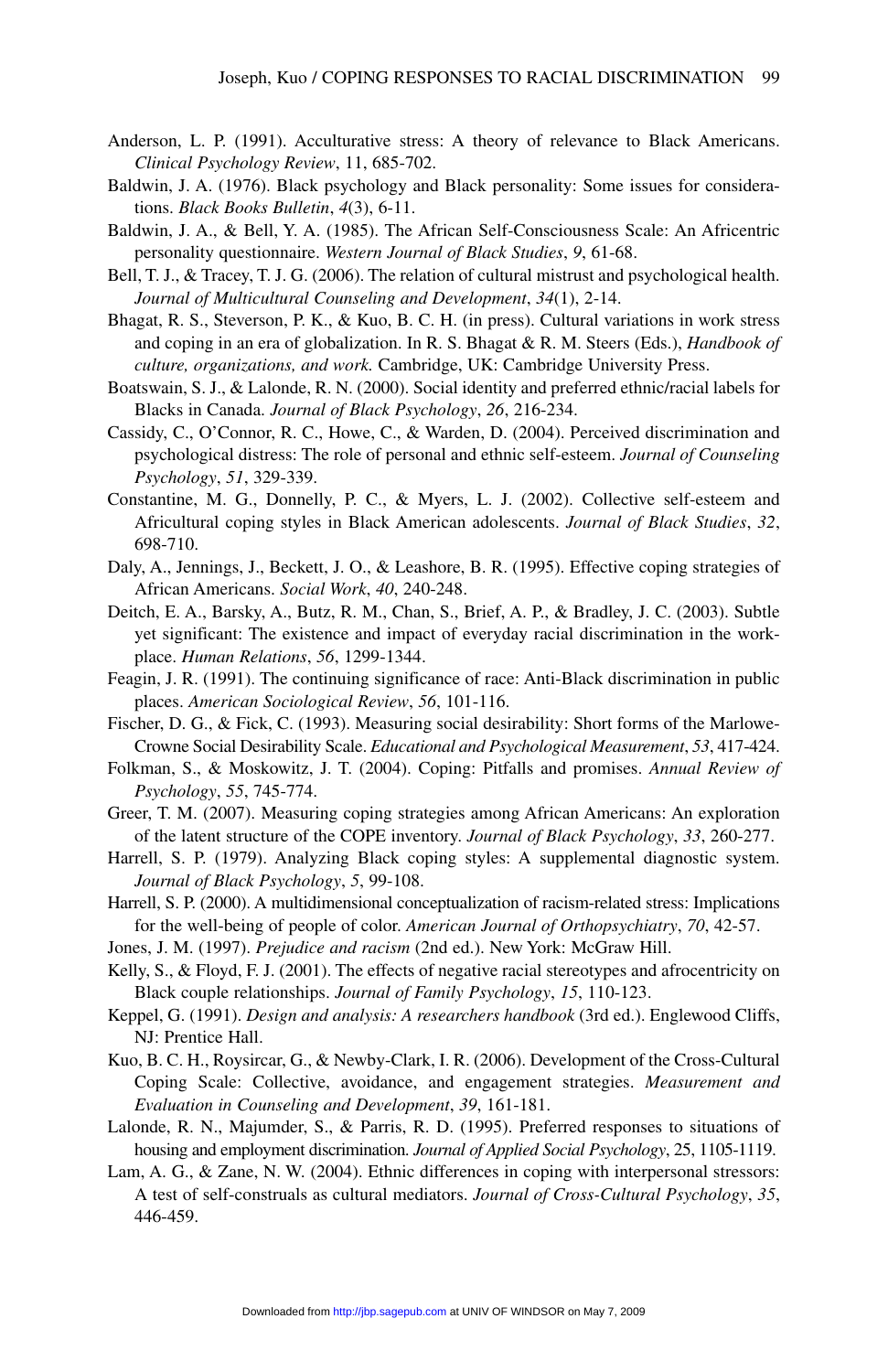Anderson, L. P. (1991). Acculturative stress: A theory of relevance to Black Americans. *Clinical Psychology Review*, 11, 685-702.

Baldwin, J. A. (1976). Black psychology and Black personality: Some issues for considerations. *Black Books Bulletin*, *4*(3), 6-11.

Baldwin, J. A., & Bell, Y. A. (1985). The African Self-Consciousness Scale: An Africentric personality questionnaire. *Western Journal of Black Studies*, *9*, 61-68.

Bell, T. J., & Tracey, T. J. G. (2006). The relation of cultural mistrust and psychological health. *Journal of Multicultural Counseling and Development*, *34*(1), 2-14.

Bhagat, R. S., Steverson, P. K., & Kuo, B. C. H. (in press). Cultural variations in work stress and coping in an era of globalization. In R. S. Bhagat & R. M. Steers (Eds.), *Handbook of culture, organizations, and work.* Cambridge, UK: Cambridge University Press.

Boatswain, S. J., & Lalonde, R. N. (2000). Social identity and preferred ethnic/racial labels for Blacks in Canada. *Journal of Black Psychology*, *26*, 216-234.

Cassidy, C., O'Connor, R. C., Howe, C., & Warden, D. (2004). Perceived discrimination and psychological distress: The role of personal and ethnic self-esteem. *Journal of Counseling Psychology*, *51*, 329-339.

Constantine, M. G., Donnelly, P. C., & Myers, L. J. (2002). Collective self-esteem and Africultural coping styles in Black American adolescents. *Journal of Black Studies*, *32*, 698-710.

Daly, A., Jennings, J., Beckett, J. O., & Leashore, B. R. (1995). Effective coping strategies of African Americans. *Social Work*, *40*, 240-248.

Deitch, E. A., Barsky, A., Butz, R. M., Chan, S., Brief, A. P., & Bradley, J. C. (2003). Subtle yet significant: The existence and impact of everyday racial discrimination in the workplace. *Human Relations*, *56*, 1299-1344.

Feagin, J. R. (1991). The continuing significance of race: Anti-Black discrimination in public places. *American Sociological Review*, *56*, 101-116.

Fischer, D. G., & Fick, C. (1993). Measuring social desirability: Short forms of the Marlowe-Crowne Social Desirability Scale. *Educational and Psychological Measurement*, *53*, 417-424.

Folkman, S., & Moskowitz, J. T. (2004). Coping: Pitfalls and promises. *Annual Review of Psychology*, *55*, 745-774.

Greer, T. M. (2007). Measuring coping strategies among African Americans: An exploration of the latent structure of the COPE inventory. *Journal of Black Psychology*, *33*, 260-277.

Harrell, S. P. (1979). Analyzing Black coping styles: A supplemental diagnostic system. *Journal of Black Psychology*, *5*, 99-108.

Harrell, S. P. (2000). A multidimensional conceptualization of racism-related stress: Implications for the well-being of people of color. *American Journal of Orthopsychiatry*, *70*, 42-57.

Jones, J. M. (1997). *Prejudice and racism* (2nd ed.). New York: McGraw Hill.

Kelly, S., & Floyd, F. J. (2001). The effects of negative racial stereotypes and afrocentricity on Black couple relationships. *Journal of Family Psychology*, *15*, 110-123.

Keppel, G. (1991). *Design and analysis: A researchers handbook* (3rd ed.). Englewood Cliffs, NJ: Prentice Hall.

Kuo, B. C. H., Roysircar, G., & Newby-Clark, I. R. (2006). Development of the Cross-Cultural Coping Scale: Collective, avoidance, and engagement strategies. *Measurement and Evaluation in Counseling and Development*, *39*, 161-181.

Lalonde, R. N., Majumder, S., & Parris, R. D. (1995). Preferred responses to situations of housing and employment discrimination. *Journal of Applied Social Psychology*, 25, 1105-1119.

Lam, A. G., & Zane, N. W. (2004). Ethnic differences in coping with interpersonal stressors: A test of self-construals as cultural mediators. *Journal of Cross-Cultural Psychology*, *35*, 446-459.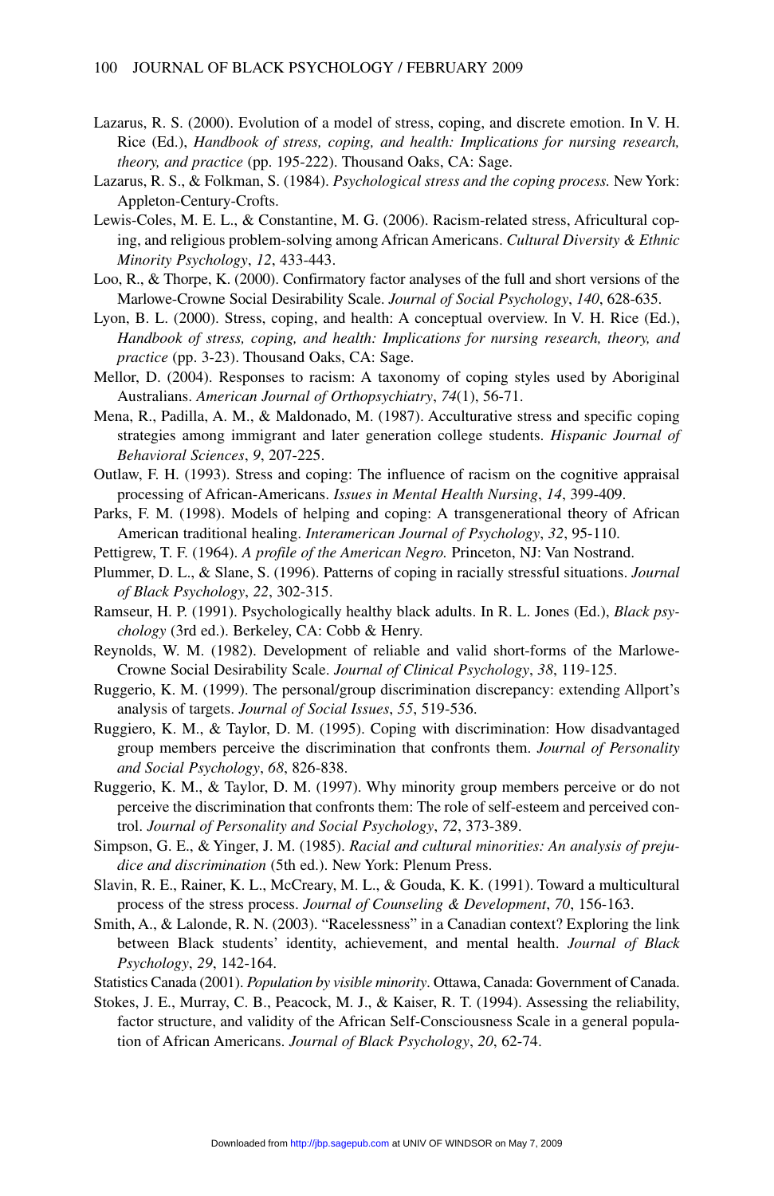Lazarus, R. S. (2000). Evolution of a model of stress, coping, and discrete emotion. In V. H. Rice (Ed.), *Handbook of stress, coping, and health: Implications for nursing research, theory, and practice* (pp. 195-222). Thousand Oaks, CA: Sage.

Lazarus, R. S., & Folkman, S. (1984). *Psychological stress and the coping process.* New York: Appleton-Century-Crofts.

Lewis-Coles, M. E. L., & Constantine, M. G. (2006). Racism-related stress, Africultural coping, and religious problem-solving among African Americans. *Cultural Diversity & Ethnic Minority Psychology*, *12*, 433-443.

Loo, R., & Thorpe, K. (2000). Confirmatory factor analyses of the full and short versions of the Marlowe-Crowne Social Desirability Scale. *Journal of Social Psychology*, *140*, 628-635.

Lyon, B. L. (2000). Stress, coping, and health: A conceptual overview. In V. H. Rice (Ed.), *Handbook of stress, coping, and health: Implications for nursing research, theory, and practice* (pp. 3-23). Thousand Oaks, CA: Sage.

Mellor, D. (2004). Responses to racism: A taxonomy of coping styles used by Aboriginal Australians. *American Journal of Orthopsychiatry*, *74*(1), 56-71.

Mena, R., Padilla, A. M., & Maldonado, M. (1987). Acculturative stress and specific coping strategies among immigrant and later generation college students. *Hispanic Journal of Behavioral Sciences*, *9*, 207-225.

Outlaw, F. H. (1993). Stress and coping: The influence of racism on the cognitive appraisal processing of African-Americans. *Issues in Mental Health Nursing*, *14*, 399-409.

Parks, F. M. (1998). Models of helping and coping: A transgenerational theory of African American traditional healing. *Interamerican Journal of Psychology*, *32*, 95-110.

Pettigrew, T. F. (1964). *A profile of the American Negro.* Princeton, NJ: Van Nostrand.

Plummer, D. L., & Slane, S. (1996). Patterns of coping in racially stressful situations. *Journal of Black Psychology*, *22*, 302-315.

Ramseur, H. P. (1991). Psychologically healthy black adults. In R. L. Jones (Ed.), *Black psychology* (3rd ed.). Berkeley, CA: Cobb & Henry.

Reynolds, W. M. (1982). Development of reliable and valid short-forms of the Marlowe-Crowne Social Desirability Scale. *Journal of Clinical Psychology*, *38*, 119-125.

Ruggerio, K. M. (1999). The personal/group discrimination discrepancy: extending Allport's analysis of targets. *Journal of Social Issues*, *55*, 519-536.

Ruggiero, K. M., & Taylor, D. M. (1995). Coping with discrimination: How disadvantaged group members perceive the discrimination that confronts them. *Journal of Personality and Social Psychology*, *68*, 826-838.

Ruggerio, K. M., & Taylor, D. M. (1997). Why minority group members perceive or do not perceive the discrimination that confronts them: The role of self-esteem and perceived control. *Journal of Personality and Social Psychology*, *72*, 373-389.

Simpson, G. E., & Yinger, J. M. (1985). *Racial and cultural minorities: An analysis of prejudice and discrimination* (5th ed.). New York: Plenum Press.

Slavin, R. E., Rainer, K. L., McCreary, M. L., & Gouda, K. K. (1991). Toward a multicultural process of the stress process. *Journal of Counseling & Development*, *70*, 156-163.

Smith, A., & Lalonde, R. N. (2003). "Racelessness" in a Canadian context? Exploring the link between Black students' identity, achievement, and mental health. *Journal of Black Psychology*, *29*, 142-164.

Statistics Canada (2001). *Population by visible minority*. Ottawa, Canada: Government of Canada.

Stokes, J. E., Murray, C. B., Peacock, M. J., & Kaiser, R. T. (1994). Assessing the reliability, factor structure, and validity of the African Self-Consciousness Scale in a general population of African Americans. *Journal of Black Psychology*, *20*, 62-74.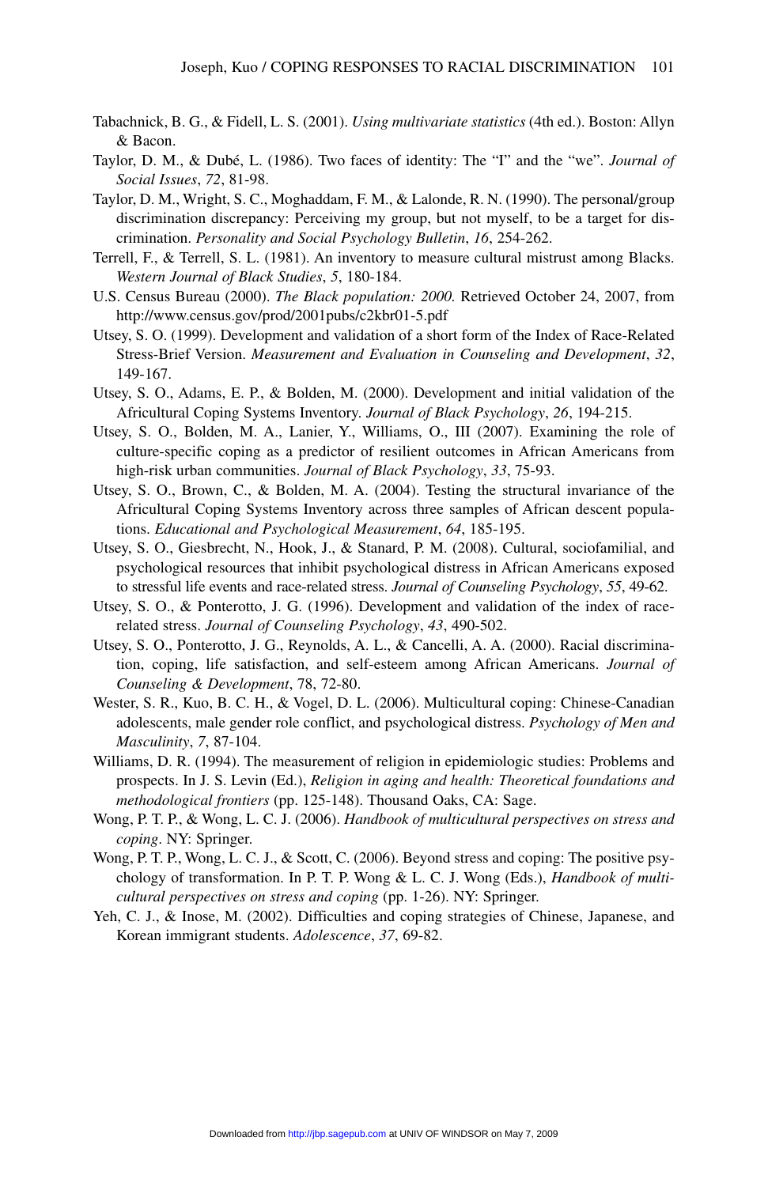Tabachnick, B. G., & Fidell, L. S. (2001). *Using multivariate statistics* (4th ed.). Boston: Allyn & Bacon.

Taylor, D. M., & Dubé, L. (1986). Two faces of identity: The "I" and the "we". *Journal of Social Issues*, *72*, 81-98.

Taylor, D. M., Wright, S. C., Moghaddam, F. M., & Lalonde, R. N. (1990). The personal/group discrimination discrepancy: Perceiving my group, but not myself, to be a target for discrimination. *Personality and Social Psychology Bulletin*, *16*, 254-262.

Terrell, F., & Terrell, S. L. (1981). An inventory to measure cultural mistrust among Blacks. *Western Journal of Black Studies*, *5*, 180-184.

U.S. Census Bureau (2000). *The Black population: 2000.* Retrieved October 24, 2007, from http://www.census.gov/prod/2001pubs/c2kbr01-5.pdf

Utsey, S. O. (1999). Development and validation of a short form of the Index of Race-Related Stress-Brief Version. *Measurement and Evaluation in Counseling and Development*, *32*, 149-167.

Utsey, S. O., Adams, E. P., & Bolden, M. (2000). Development and initial validation of the Africultural Coping Systems Inventory. *Journal of Black Psychology*, *26*, 194-215.

Utsey, S. O., Bolden, M. A., Lanier, Y., Williams, O., III (2007). Examining the role of culture-specific coping as a predictor of resilient outcomes in African Americans from high-risk urban communities. *Journal of Black Psychology*, *33*, 75-93.

Utsey, S. O., Brown, C., & Bolden, M. A. (2004). Testing the structural invariance of the Africultural Coping Systems Inventory across three samples of African descent populations. *Educational and Psychological Measurement*, *64*, 185-195.

Utsey, S. O., Giesbrecht, N., Hook, J., & Stanard, P. M. (2008). Cultural, sociofamilial, and psychological resources that inhibit psychological distress in African Americans exposed to stressful life events and race-related stress. *Journal of Counseling Psychology*, *55*, 49-62.

Utsey, S. O., & Ponterotto, J. G. (1996). Development and validation of the index of race-related stress. *Journal of Counseling Psychology*, *43*, 490-502.

Utsey, S. O., Ponterotto, J. G., Reynolds, A. L., & Cancelli, A. A. (2000). Racial discrimination, coping, life satisfaction, and self-esteem among African Americans. *Journal of Counseling & Development*, 78, 72-80.

Wester, S. R., Kuo, B. C. H., & Vogel, D. L. (2006). Multicultural coping: Chinese-Canadian adolescents, male gender role conflict, and psychological distress. *Psychology of Men and Masculinity*, *7*, 87-104.

Williams, D. R. (1994). The measurement of religion in epidemiologic studies: Problems and prospects. In J. S. Levin (Ed.), *Religion in aging and health: Theoretical foundations and methodological frontiers* (pp. 125-148). Thousand Oaks, CA: Sage.

Wong, P. T. P., & Wong, L. C. J. (2006). *Handbook of multicultural perspectives on stress and coping*. NY: Springer.

Wong, P. T. P., Wong, L. C. J., & Scott, C. (2006). Beyond stress and coping: The positive psychology of transformation. In P. T. P. Wong & L. C. J. Wong (Eds.), *Handbook of multicultural perspectives on stress and coping* (pp. 1-26). NY: Springer.

Yeh, C. J., & Inose, M. (2002). Difficulties and coping strategies of Chinese, Japanese, and Korean immigrant students. *Adolescence*, *37*, 69-82.